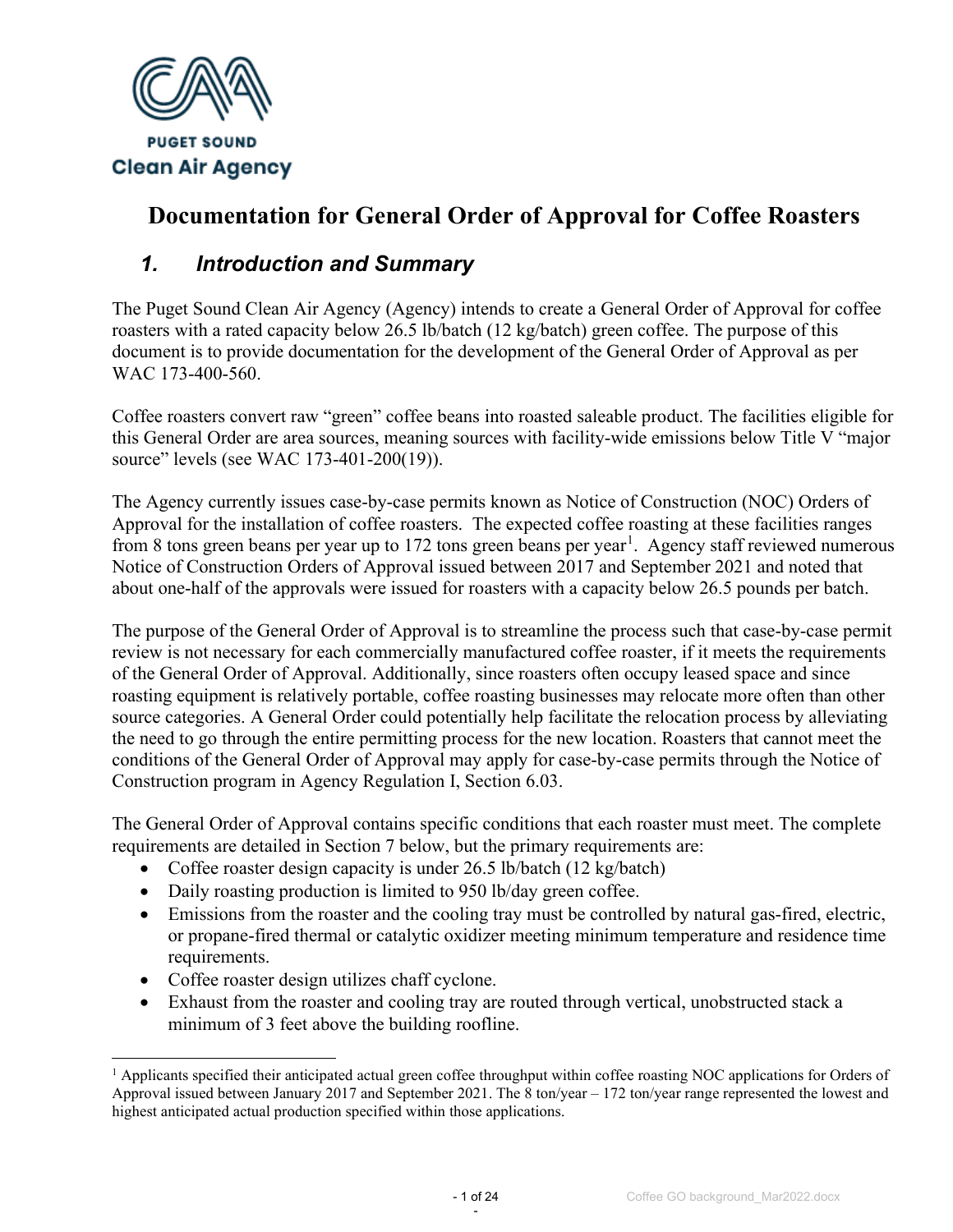PUGET SOUND
Clean Air Agency

# Documentation for General Order of Approval for Coffee Roasters

## *1. Introduction and Summary*

The Puget Sound Clean Air Agency (Agency) intends to create a General Order of Approval for coffee roasters with a rated capacity below 26.5 lb/batch (12 kg/batch) green coffee. The purpose of this document is to provide documentation for the development of the General Order of Approval as per WAC 173-400-560.

Coffee roasters convert raw "green" coffee beans into roasted saleable product. The facilities eligible for this General Order are area sources, meaning sources with facility-wide emissions below Title V "major source" levels (see WAC 173-401-200(19)).

The Agency currently issues case-by-case permits known as Notice of Construction (NOC) Orders of Approval for the installation of coffee roasters. The expected coffee roasting at these facilities ranges from 8 tons green beans per year up to 172 tons green beans per year[1]. Agency staff reviewed numerous Notice of Construction Orders of Approval issued between 2017 and September 2021 and noted that about one-half of the approvals were issued for roasters with a capacity below 26.5 pounds per batch.

The purpose of the General Order of Approval is to streamline the process such that case-by-case permit review is not necessary for each commercially manufactured coffee roaster, if it meets the requirements of the General Order of Approval. Additionally, since roasters often occupy leased space and since roasting equipment is relatively portable, coffee roasting businesses may relocate more often than other source categories. A General Order could potentially help facilitate the relocation process by alleviating the need to go through the entire permitting process for the new location. Roasters that cannot meet the conditions of the General Order of Approval may apply for case-by-case permits through the Notice of Construction program in Agency Regulation I, Section 6.03.

The General Order of Approval contains specific conditions that each roaster must meet. The complete requirements are detailed in Section 7 below, but the primary requirements are:

- Coffee roaster design capacity is under 26.5 lb/batch (12 kg/batch)
- Daily roasting production is limited to 950 lb/day green coffee.
- Emissions from the roaster and the cooling tray must be controlled by natural gas-fired, electric, or propane-fired thermal or catalytic oxidizer meeting minimum temperature and residence time requirements.
- Coffee roaster design utilizes chaff cyclone.
- Exhaust from the roaster and cooling tray are routed through vertical, unobstructed stack a minimum of 3 feet above the building roofline.

[1] Applicants specified their anticipated actual green coffee throughput within coffee roasting NOC applications for Orders of Approval issued between January 2017 and September 2021. The 8 ton/year – 172 ton/year range represented the lowest and highest anticipated actual production specified within those applications.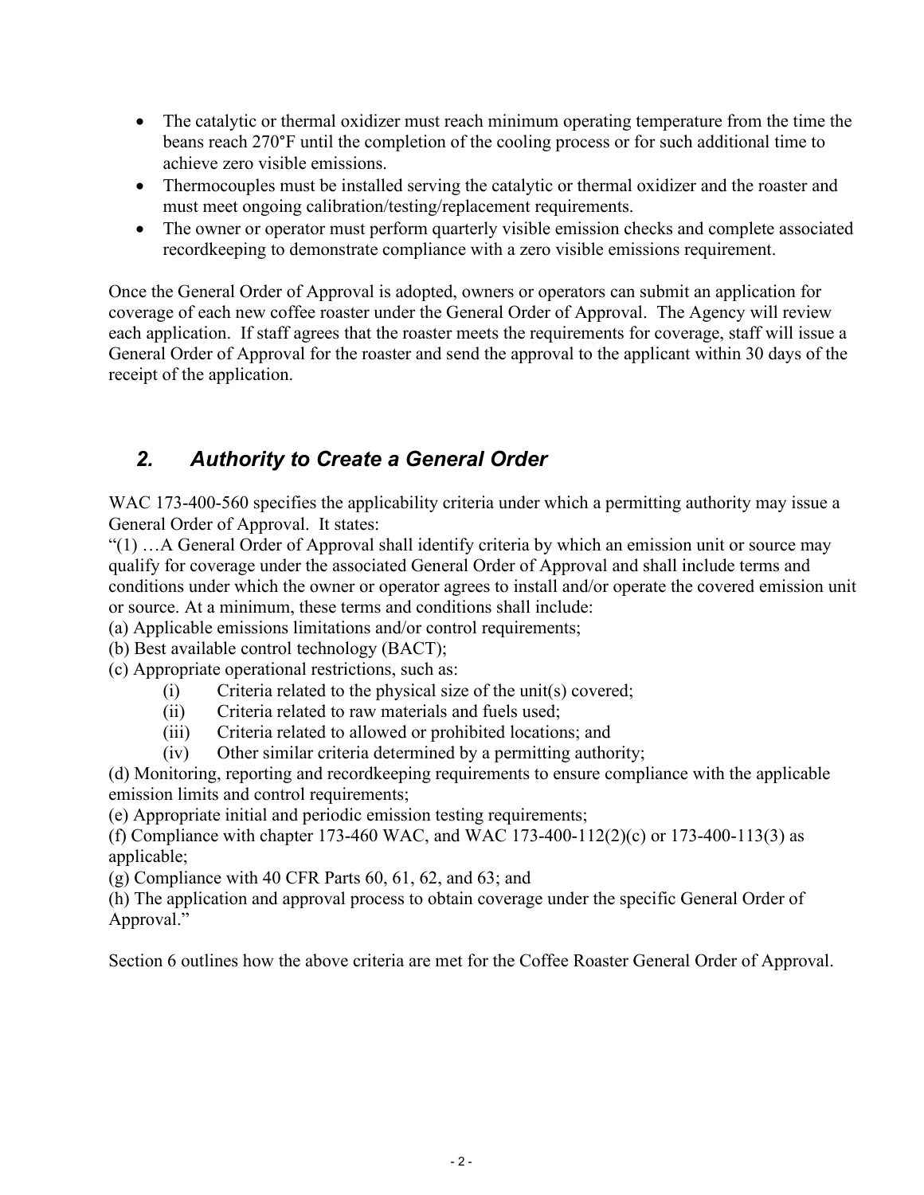- The catalytic or thermal oxidizer must reach minimum operating temperature from the time the beans reach 270°F until the completion of the cooling process or for such additional time to achieve zero visible emissions.
- Thermocouples must be installed serving the catalytic or thermal oxidizer and the roaster and must meet ongoing calibration/testing/replacement requirements.
- The owner or operator must perform quarterly visible emission checks and complete associated recordkeeping to demonstrate compliance with a zero visible emissions requirement.

Once the General Order of Approval is adopted, owners or operators can submit an application for coverage of each new coffee roaster under the General Order of Approval. The Agency will review each application. If staff agrees that the roaster meets the requirements for coverage, staff will issue a General Order of Approval for the roaster and send the approval to the applicant within 30 days of the receipt of the application.

## *2. Authority to Create a General Order*

WAC 173-400-560 specifies the applicability criteria under which a permitting authority may issue a General Order of Approval. It states:

"(1) …A General Order of Approval shall identify criteria by which an emission unit or source may qualify for coverage under the associated General Order of Approval and shall include terms and conditions under which the owner or operator agrees to install and/or operate the covered emission unit or source. At a minimum, these terms and conditions shall include:

(a) Applicable emissions limitations and/or control requirements;

(b) Best available control technology (BACT);

(c) Appropriate operational restrictions, such as:

- (i) Criteria related to the physical size of the unit(s) covered;
- (ii) Criteria related to raw materials and fuels used;
- (iii) Criteria related to allowed or prohibited locations; and
- (iv) Other similar criteria determined by a permitting authority;

(d) Monitoring, reporting and recordkeeping requirements to ensure compliance with the applicable emission limits and control requirements;

(e) Appropriate initial and periodic emission testing requirements;

(f) Compliance with chapter 173-460 WAC, and WAC 173-400-112(2)(c) or 173-400-113(3) as applicable;

(g) Compliance with 40 CFR Parts 60, 61, 62, and 63; and

(h) The application and approval process to obtain coverage under the specific General Order of Approval."

Section 6 outlines how the above criteria are met for the Coffee Roaster General Order of Approval.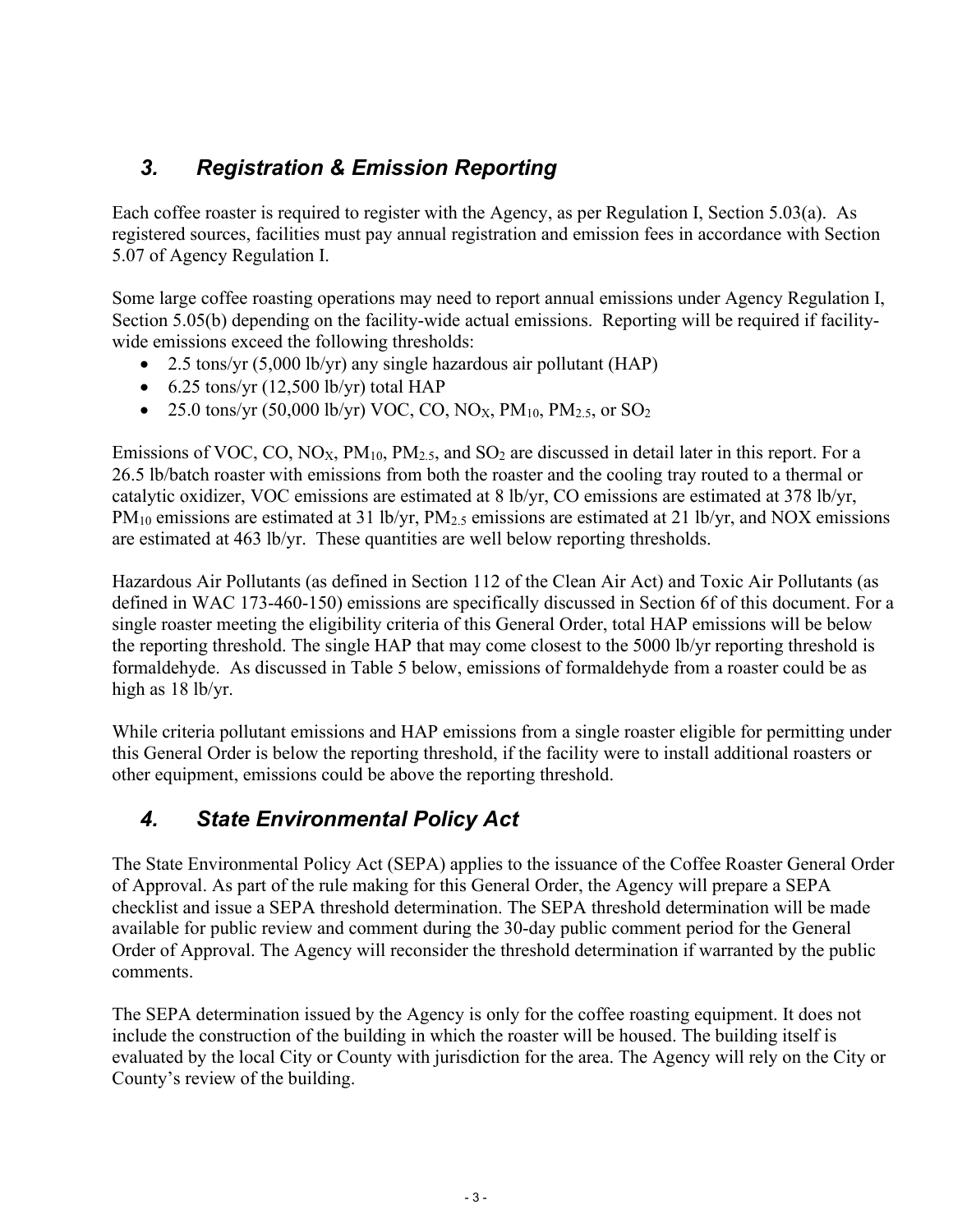## *3. Registration & Emission Reporting*

Each coffee roaster is required to register with the Agency, as per Regulation I, Section 5.03(a). As registered sources, facilities must pay annual registration and emission fees in accordance with Section 5.07 of Agency Regulation I.

Some large coffee roasting operations may need to report annual emissions under Agency Regulation I, Section 5.05(b) depending on the facility-wide actual emissions. Reporting will be required if facility-wide emissions exceed the following thresholds:

- 2.5 tons/yr (5,000 lb/yr) any single hazardous air pollutant (HAP)
- 6.25 tons/yr (12,500 lb/yr) total HAP
- 25.0 tons/yr (50,000 lb/yr) VOC, CO, $NO_X$, $PM_{10}$, $PM_{2.5}$, or $SO_2$

Emissions of VOC, CO, $NO_X$, $PM_{10}$, $PM_{2.5}$, and $SO_2$ are discussed in detail later in this report. For a 26.5 lb/batch roaster with emissions from both the roaster and the cooling tray routed to a thermal or catalytic oxidizer, VOC emissions are estimated at 8 lb/yr, CO emissions are estimated at 378 lb/yr, $PM_{10}$ emissions are estimated at 31 lb/yr, $PM_{2.5}$ emissions are estimated at 21 lb/yr, and NOX emissions are estimated at 463 lb/yr. These quantities are well below reporting thresholds.

Hazardous Air Pollutants (as defined in Section 112 of the Clean Air Act) and Toxic Air Pollutants (as defined in WAC 173-460-150) emissions are specifically discussed in Section 6f of this document. For a single roaster meeting the eligibility criteria of this General Order, total HAP emissions will be below the reporting threshold. The single HAP that may come closest to the 5000 lb/yr reporting threshold is formaldehyde. As discussed in Table 5 below, emissions of formaldehyde from a roaster could be as high as 18 lb/yr.

While criteria pollutant emissions and HAP emissions from a single roaster eligible for permitting under this General Order is below the reporting threshold, if the facility were to install additional roasters or other equipment, emissions could be above the reporting threshold.

## *4. State Environmental Policy Act*

The State Environmental Policy Act (SEPA) applies to the issuance of the Coffee Roaster General Order of Approval. As part of the rule making for this General Order, the Agency will prepare a SEPA checklist and issue a SEPA threshold determination. The SEPA threshold determination will be made available for public review and comment during the 30-day public comment period for the General Order of Approval. The Agency will reconsider the threshold determination if warranted by the public comments.

The SEPA determination issued by the Agency is only for the coffee roasting equipment. It does not include the construction of the building in which the roaster will be housed. The building itself is evaluated by the local City or County with jurisdiction for the area. The Agency will rely on the City or County's review of the building.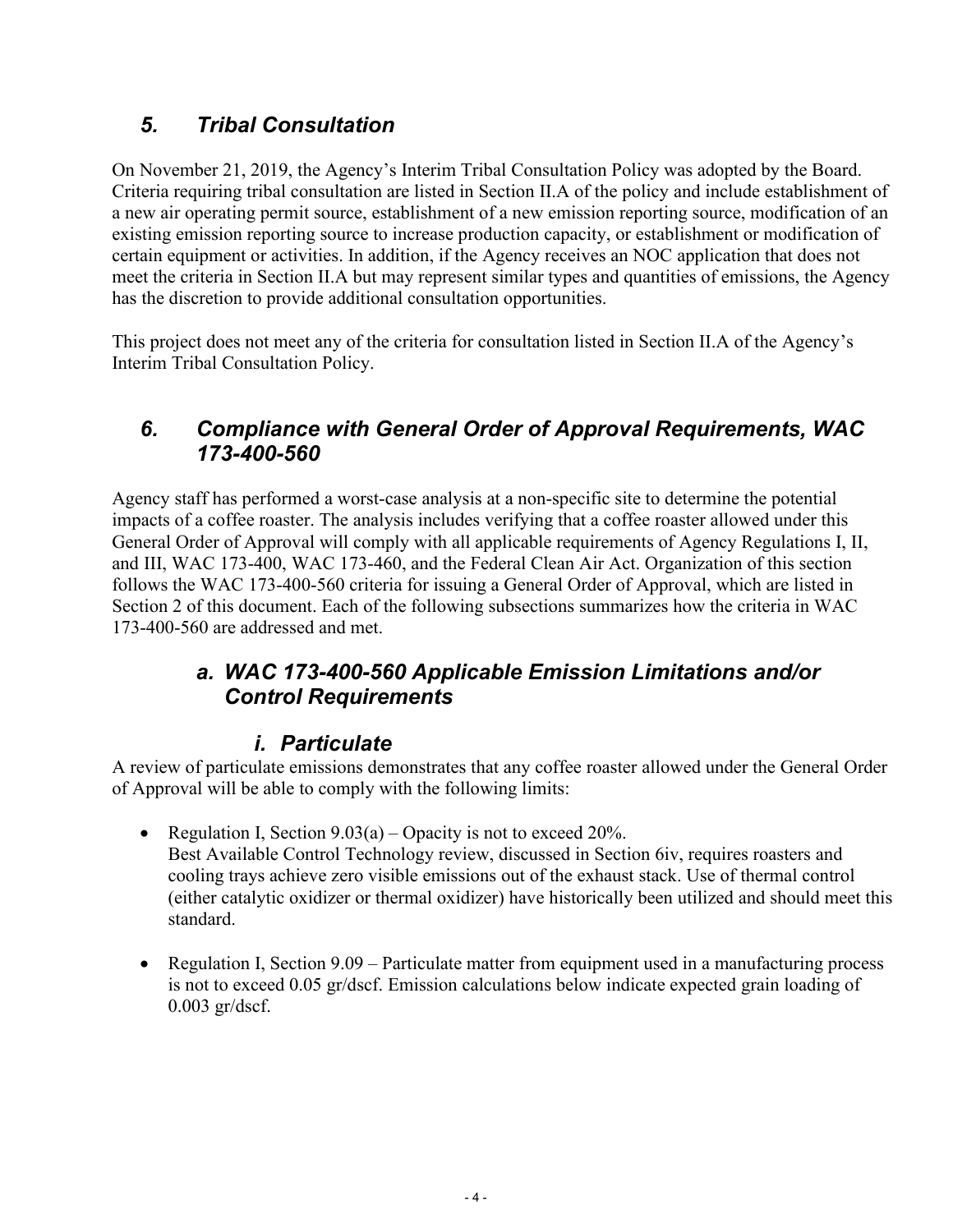## *5. Tribal Consultation*

On November 21, 2019, the Agency's Interim Tribal Consultation Policy was adopted by the Board. Criteria requiring tribal consultation are listed in Section II.A of the policy and include establishment of a new air operating permit source, establishment of a new emission reporting source, modification of an existing emission reporting source to increase production capacity, or establishment or modification of certain equipment or activities. In addition, if the Agency receives an NOC application that does not meet the criteria in Section II.A but may represent similar types and quantities of emissions, the Agency has the discretion to provide additional consultation opportunities.

This project does not meet any of the criteria for consultation listed in Section II.A of the Agency's Interim Tribal Consultation Policy.

## *6. Compliance with General Order of Approval Requirements, WAC 173-400-560*

Agency staff has performed a worst-case analysis at a non-specific site to determine the potential impacts of a coffee roaster. The analysis includes verifying that a coffee roaster allowed under this General Order of Approval will comply with all applicable requirements of Agency Regulations I, II, and III, WAC 173-400, WAC 173-460, and the Federal Clean Air Act. Organization of this section follows the WAC 173-400-560 criteria for issuing a General Order of Approval, which are listed in Section 2 of this document. Each of the following subsections summarizes how the criteria in WAC 173-400-560 are addressed and met.

### *a. WAC 173-400-560 Applicable Emission Limitations and/or Control Requirements*

#### *i. Particulate*

A review of particulate emissions demonstrates that any coffee roaster allowed under the General Order of Approval will be able to comply with the following limits:

- Regulation I, Section 9.03(a) – Opacity is not to exceed 20%.
  Best Available Control Technology review, discussed in Section 6iv, requires roasters and cooling trays achieve zero visible emissions out of the exhaust stack. Use of thermal control (either catalytic oxidizer or thermal oxidizer) have historically been utilized and should meet this standard.

- Regulation I, Section 9.09 – Particulate matter from equipment used in a manufacturing process is not to exceed 0.05 gr/dscf. Emission calculations below indicate expected grain loading of 0.003 gr/dscf.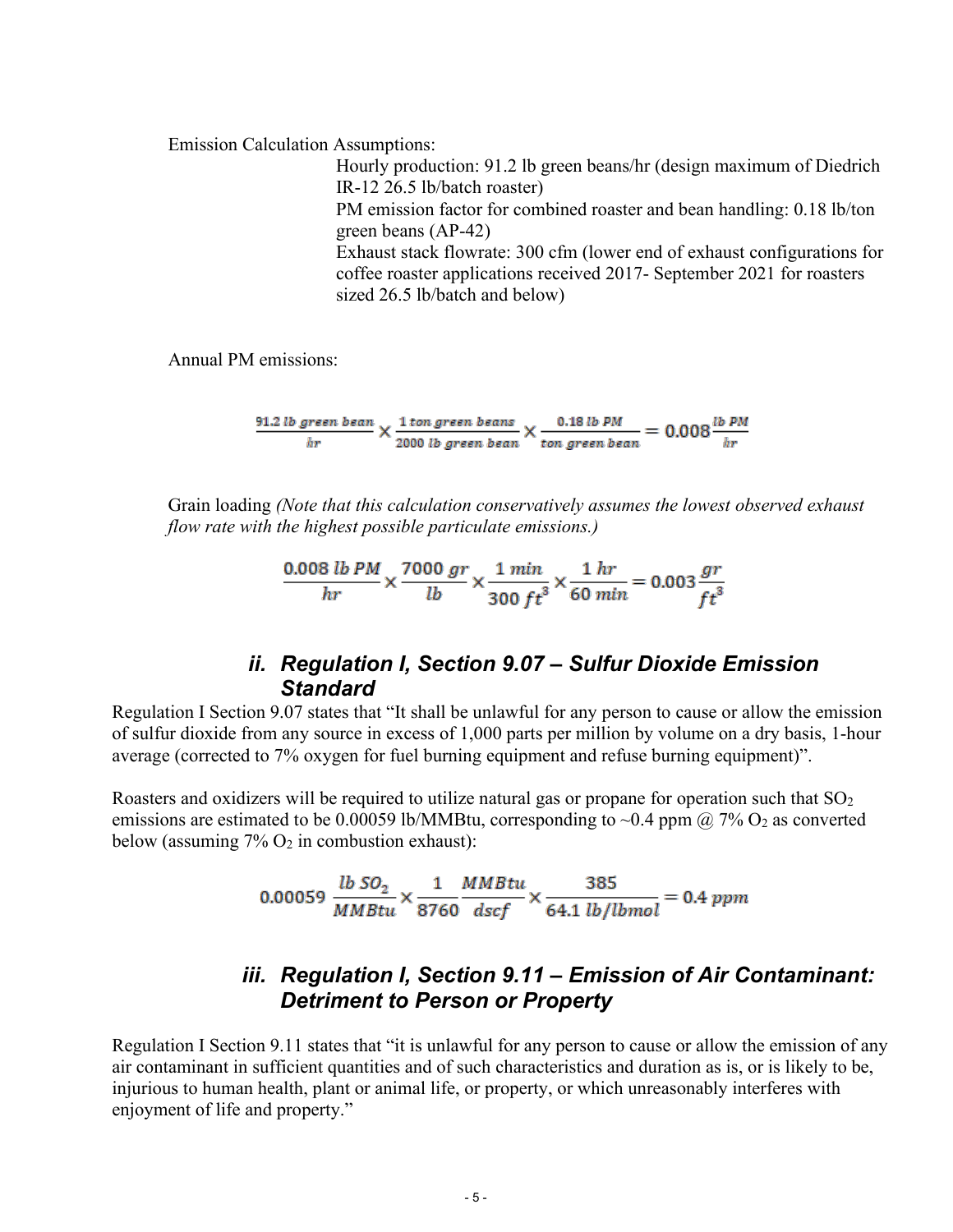Emission Calculation Assumptions:

Hourly production: 91.2 lb green beans/hr (design maximum of Diedrich IR-12 26.5 lb/batch roaster)
PM emission factor for combined roaster and bean handling: 0.18 lb/ton green beans (AP-42)
Exhaust stack flowrate: 300 cfm (lower end of exhaust configurations for coffee roaster applications received 2017- September 2021 for roasters sized 26.5 lb/batch and below)

Annual PM emissions:

$$\frac{91.2\ lb\ green\ bean}{hr} \times \frac{1\ ton\ green\ beans}{2000\ lb\ green\ bean} \times \frac{0.18\ lb\ PM}{ton\ green\ bean} = 0.008 \frac{lb\ PM}{hr}$$

Grain loading *(Note that this calculation conservatively assumes the lowest observed exhaust flow rate with the highest possible particulate emissions.)*

$$\frac{0.008\ lb\ PM}{hr} \times \frac{7000\ gr}{lb} \times \frac{1\ min}{300\ ft^3} \times \frac{1\ hr}{60\ min} = 0.003 \frac{gr}{ft^3}$$

### *ii. Regulation I, Section 9.07 – Sulfur Dioxide Emission Standard*

Regulation I Section 9.07 states that "It shall be unlawful for any person to cause or allow the emission of sulfur dioxide from any source in excess of 1,000 parts per million by volume on a dry basis, 1-hour average (corrected to 7% oxygen for fuel burning equipment and refuse burning equipment)".

Roasters and oxidizers will be required to utilize natural gas or propane for operation such that $SO_2$ emissions are estimated to be 0.00059 lb/MMBtu, corresponding to ~0.4 ppm @ 7% $O_2$ as converted below (assuming 7% $O_2$ in combustion exhaust):

$$0.00059 \frac{lb\ SO_2}{MMBtu} \times \frac{1}{8760} \frac{MMBtu}{dscf} \times \frac{385}{64.1\ lb/lbmol} = 0.4\ ppm$$

### *iii. Regulation I, Section 9.11 – Emission of Air Contaminant: Detriment to Person or Property*

Regulation I Section 9.11 states that "it is unlawful for any person to cause or allow the emission of any air contaminant in sufficient quantities and of such characteristics and duration as is, or is likely to be, injurious to human health, plant or animal life, or property, or which unreasonably interferes with enjoyment of life and property."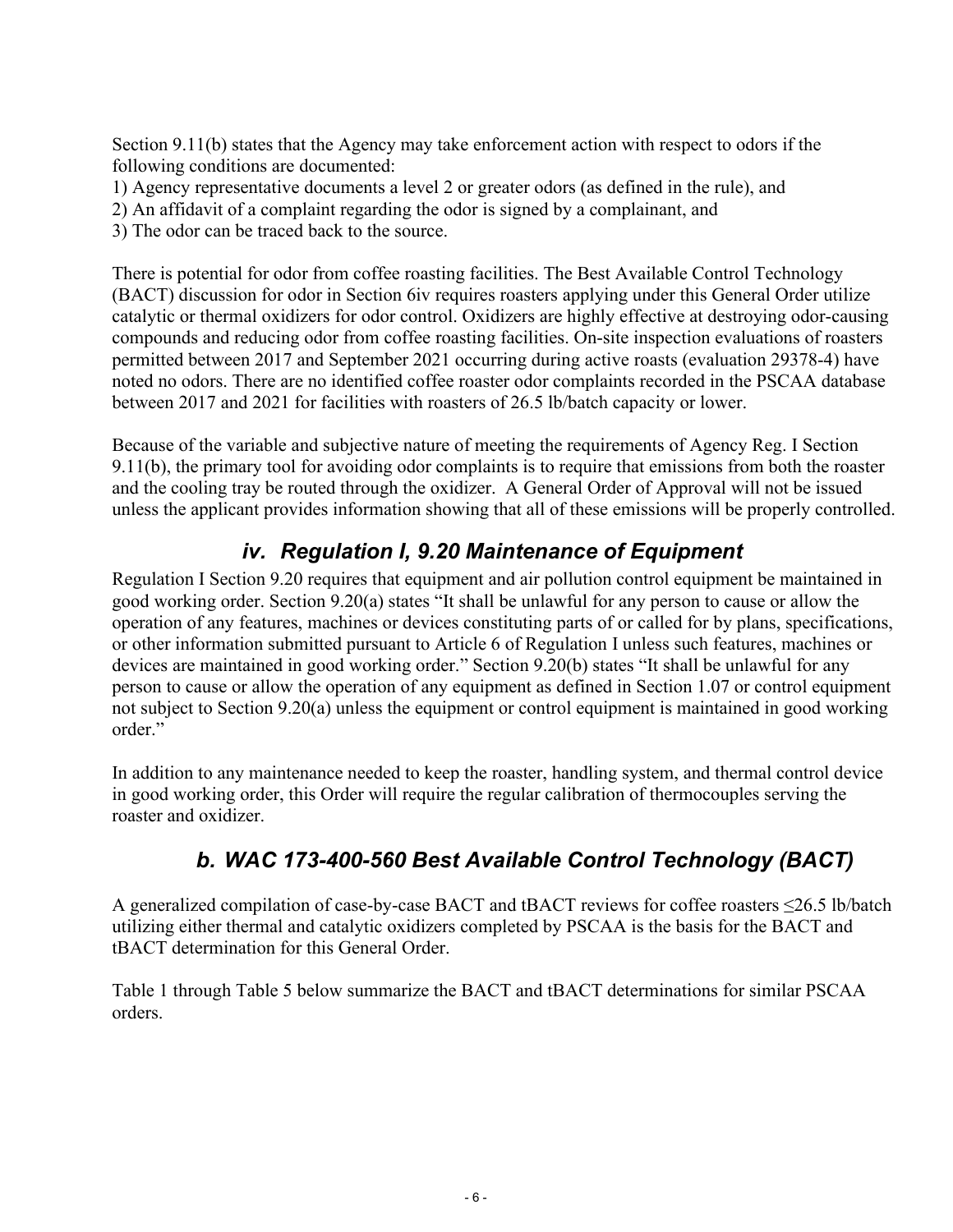Section 9.11(b) states that the Agency may take enforcement action with respect to odors if the following conditions are documented:

1) Agency representative documents a level 2 or greater odors (as defined in the rule), and
2) An affidavit of a complaint regarding the odor is signed by a complainant, and
3) The odor can be traced back to the source.

There is potential for odor from coffee roasting facilities. The Best Available Control Technology (BACT) discussion for odor in Section 6iv requires roasters applying under this General Order utilize catalytic or thermal oxidizers for odor control. Oxidizers are highly effective at destroying odor-causing compounds and reducing odor from coffee roasting facilities. On-site inspection evaluations of roasters permitted between 2017 and September 2021 occurring during active roasts (evaluation 29378-4) have noted no odors. There are no identified coffee roaster odor complaints recorded in the PSCAA database between 2017 and 2021 for facilities with roasters of 26.5 lb/batch capacity or lower.

Because of the variable and subjective nature of meeting the requirements of Agency Reg. I Section 9.11(b), the primary tool for avoiding odor complaints is to require that emissions from both the roaster and the cooling tray be routed through the oxidizer. A General Order of Approval will not be issued unless the applicant provides information showing that all of these emissions will be properly controlled.

### *iv. Regulation I, 9.20 Maintenance of Equipment*

Regulation I Section 9.20 requires that equipment and air pollution control equipment be maintained in good working order. Section 9.20(a) states "It shall be unlawful for any person to cause or allow the operation of any features, machines or devices constituting parts of or called for by plans, specifications, or other information submitted pursuant to Article 6 of Regulation I unless such features, machines or devices are maintained in good working order." Section 9.20(b) states "It shall be unlawful for any person to cause or allow the operation of any equipment as defined in Section 1.07 or control equipment not subject to Section 9.20(a) unless the equipment or control equipment is maintained in good working order."

In addition to any maintenance needed to keep the roaster, handling system, and thermal control device in good working order, this Order will require the regular calibration of thermocouples serving the roaster and oxidizer.

## *b. WAC 173-400-560 Best Available Control Technology (BACT)*

A generalized compilation of case-by-case BACT and tBACT reviews for coffee roasters ≤26.5 lb/batch utilizing either thermal and catalytic oxidizers completed by PSCAA is the basis for the BACT and tBACT determination for this General Order.

Table 1 through Table 5 below summarize the BACT and tBACT determinations for similar PSCAA orders.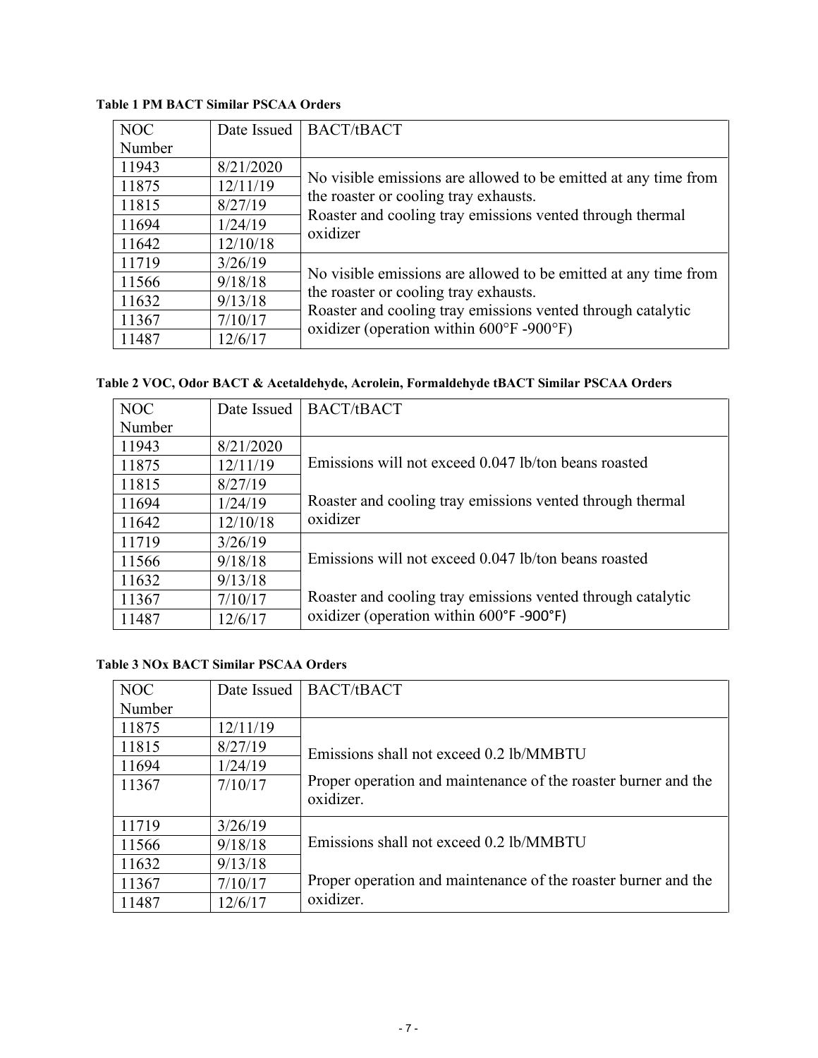**Table 1 PM BACT Similar PSCAA Orders**

| NOC Number | Date Issued | BACT/tBACT |
|---|---|---|
| 11943 | 8/21/2020 | No visible emissions are allowed to be emitted at any time from the roaster or cooling tray exhausts. Roaster and cooling tray emissions vented through thermal oxidizer |
| 11875 | 12/11/19 | |
| 11815 | 8/27/19 | |
| 11694 | 1/24/19 | |
| 11642 | 12/10/18 | |
| 11719 | 3/26/19 | No visible emissions are allowed to be emitted at any time from the roaster or cooling tray exhausts. Roaster and cooling tray emissions vented through catalytic oxidizer (operation within 600°F -900°F) |
| 11566 | 9/18/18 | |
| 11632 | 9/13/18 | |
| 11367 | 7/10/17 | |
| 11487 | 12/6/17 | |

**Table 2 VOC, Odor BACT & Acetaldehyde, Acrolein, Formaldehyde tBACT Similar PSCAA Orders**

| NOC Number | Date Issued | BACT/tBACT |
|---|---|---|
| 11943 | 8/21/2020 | Emissions will not exceed 0.047 lb/ton beans roasted<br><br>Roaster and cooling tray emissions vented through thermal oxidizer |
| 11875 | 12/11/19 | |
| 11815 | 8/27/19 | |
| 11694 | 1/24/19 | |
| 11642 | 12/10/18 | |
| 11719 | 3/26/19 | Emissions will not exceed 0.047 lb/ton beans roasted<br><br>Roaster and cooling tray emissions vented through catalytic oxidizer (operation within 600°F -900°F) |
| 11566 | 9/18/18 | |
| 11632 | 9/13/18 | |
| 11367 | 7/10/17 | |
| 11487 | 12/6/17 | |

**Table 3 NOx BACT Similar PSCAA Orders**

| NOC Number | Date Issued | BACT/tBACT |
|---|---|---|
| 11875 | 12/11/19 | Emissions shall not exceed 0.2 lb/MMBTU<br><br>Proper operation and maintenance of the roaster burner and the oxidizer. |
| 11815 | 8/27/19 | |
| 11694 | 1/24/19 | |
| 11367 | 7/10/17 | |
| 11719 | 3/26/19 | Emissions shall not exceed 0.2 lb/MMBTU<br><br>Proper operation and maintenance of the roaster burner and the oxidizer. |
| 11566 | 9/18/18 | |
| 11632 | 9/13/18 | |
| 11367 | 7/10/17 | |
| 11487 | 12/6/17 | |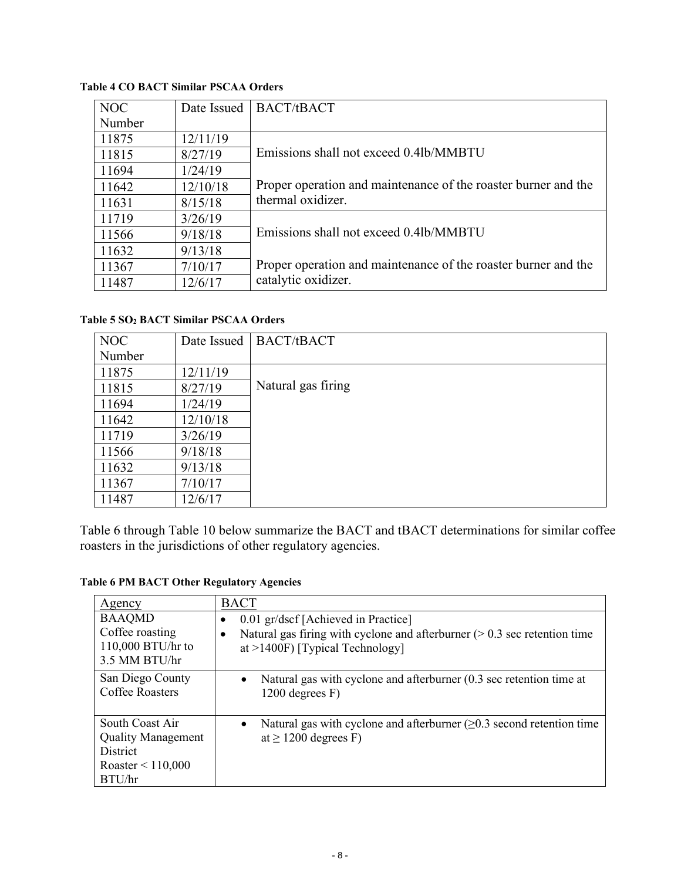**Table 4 CO BACT Similar PSCAA Orders**

| NOC Number | Date Issued | BACT/tBACT |
|---|---|---|
| 11875 | 12/11/19 | Emissions shall not exceed 0.4lb/MMBTU<br><br>Proper operation and maintenance of the roaster burner and the thermal oxidizer. |
| 11815 | 8/27/19 | |
| 11694 | 1/24/19 | |
| 11642 | 12/10/18 | |
| 11631 | 8/15/18 | |
| 11719 | 3/26/19 | Emissions shall not exceed 0.4lb/MMBTU<br><br>Proper operation and maintenance of the roaster burner and the catalytic oxidizer. |
| 11566 | 9/18/18 | |
| 11632 | 9/13/18 | |
| 11367 | 7/10/17 | |
| 11487 | 12/6/17 | |

**Table 5 $SO_2$ BACT Similar PSCAA Orders**

| NOC Number | Date Issued | BACT/tBACT |
|---|---|---|
| 11875 | 12/11/19 | Natural gas firing |
| 11815 | 8/27/19 | |
| 11694 | 1/24/19 | |
| 11642 | 12/10/18 | |
| 11719 | 3/26/19 | |
| 11566 | 9/18/18 | |
| 11632 | 9/13/18 | |
| 11367 | 7/10/17 | |
| 11487 | 12/6/17 | |

Table 6 through Table 10 below summarize the BACT and tBACT determinations for similar coffee roasters in the jurisdictions of other regulatory agencies.

**Table 6 PM BACT Other Regulatory Agencies**

| Agency | BACT |
|---|---|
| BAAQMD<br>Coffee roasting<br>110,000 BTU/hr to 3.5 MM BTU/hr | • 0.01 gr/dscf [Achieved in Practice]<br>• Natural gas firing with cyclone and afterburner (> 0.3 sec retention time at >1400F) [Typical Technology] |
| San Diego County Coffee Roasters | • Natural gas with cyclone and afterburner (0.3 sec retention time at 1200 degrees F) |
| South Coast Air Quality Management District<br>Roaster < 110,000 BTU/hr | • Natural gas with cyclone and afterburner (≥0.3 second retention time at ≥ 1200 degrees F) |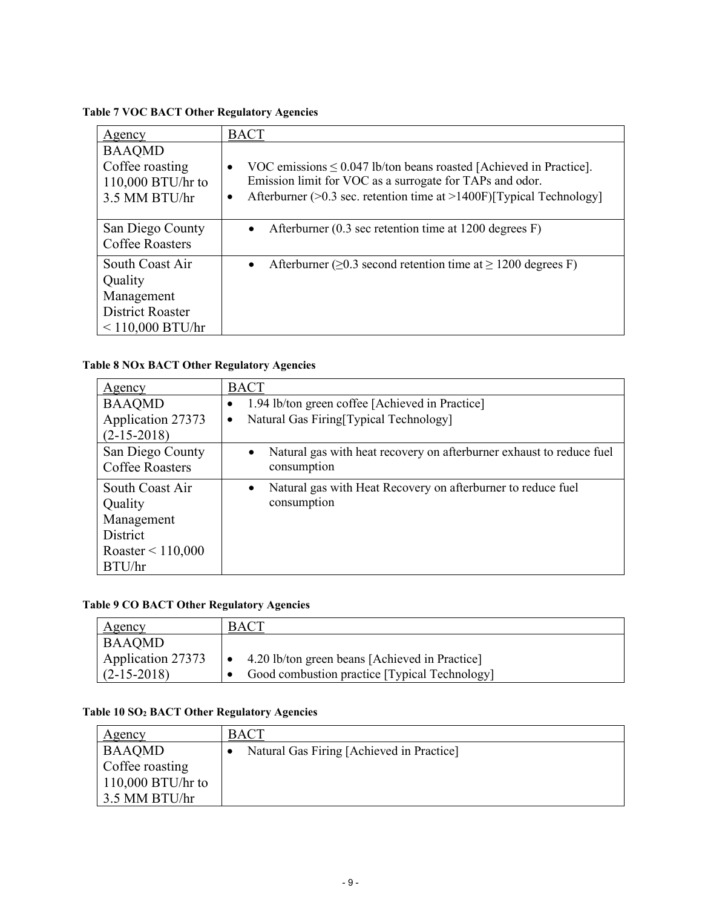**Table 7 VOC BACT Other Regulatory Agencies**

| Agency | BACT |
|---|---|
| BAAQMD Coffee roasting 110,000 BTU/hr to 3.5 MM BTU/hr | • VOC emissions ≤ 0.047 lb/ton beans roasted [Achieved in Practice]. Emission limit for VOC as a surrogate for TAPs and odor.<br>• Afterburner (>0.3 sec. retention time at >1400F)[Typical Technology] |
| San Diego County Coffee Roasters | • Afterburner (0.3 sec retention time at 1200 degrees F) |
| South Coast Air Quality Management District Roaster < 110,000 BTU/hr | • Afterburner (≥0.3 second retention time at ≥ 1200 degrees F) |

**Table 8 NOx BACT Other Regulatory Agencies**

| Agency | BACT |
|---|---|
| BAAQMD Application 27373 (2-15-2018) | • 1.94 lb/ton green coffee [Achieved in Practice]<br>• Natural Gas Firing[Typical Technology] |
| San Diego County Coffee Roasters | • Natural gas with heat recovery on afterburner exhaust to reduce fuel consumption |
| South Coast Air Quality Management District Roaster < 110,000 BTU/hr | • Natural gas with Heat Recovery on afterburner to reduce fuel consumption |

**Table 9 CO BACT Other Regulatory Agencies**

| Agency | BACT |
|---|---|
| BAAQMD Application 27373 (2-15-2018) | • 4.20 lb/ton green beans [Achieved in Practice]<br>• Good combustion practice [Typical Technology] |

**Table 10 $SO_2$ BACT Other Regulatory Agencies**

| Agency | BACT |
|---|---|
| BAAQMD Coffee roasting 110,000 BTU/hr to 3.5 MM BTU/hr | • Natural Gas Firing [Achieved in Practice] |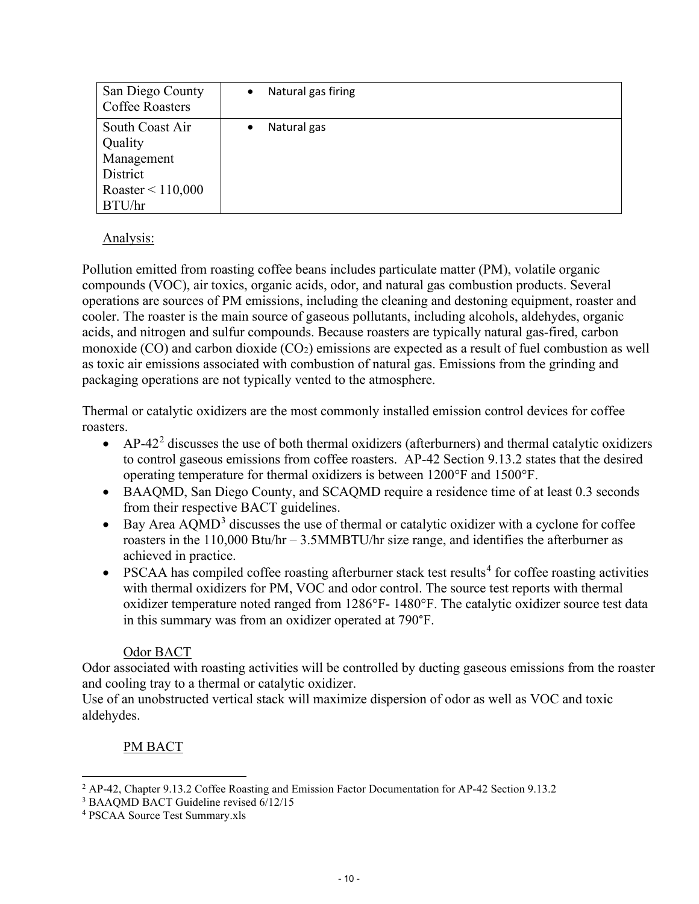| | |
|---|---|
| San Diego County Coffee Roasters | • Natural gas firing |
| South Coast Air Quality Management District Roaster < 110,000 BTU/hr | • Natural gas |

Analysis:

Pollution emitted from roasting coffee beans includes particulate matter (PM), volatile organic compounds (VOC), air toxics, organic acids, odor, and natural gas combustion products. Several operations are sources of PM emissions, including the cleaning and destoning equipment, roaster and cooler. The roaster is the main source of gaseous pollutants, including alcohols, aldehydes, organic acids, and nitrogen and sulfur compounds. Because roasters are typically natural gas-fired, carbon monoxide (CO) and carbon dioxide ($CO_2$) emissions are expected as a result of fuel combustion as well as toxic air emissions associated with combustion of natural gas. Emissions from the grinding and packaging operations are not typically vented to the atmosphere.

Thermal or catalytic oxidizers are the most commonly installed emission control devices for coffee roasters.

- AP-42[2] discusses the use of both thermal oxidizers (afterburners) and thermal catalytic oxidizers to control gaseous emissions from coffee roasters. AP-42 Section 9.13.2 states that the desired operating temperature for thermal oxidizers is between 1200°F and 1500°F.
- BAAQMD, San Diego County, and SCAQMD require a residence time of at least 0.3 seconds from their respective BACT guidelines.
- Bay Area AQMD[3] discusses the use of thermal or catalytic oxidizer with a cyclone for coffee roasters in the 110,000 Btu/hr – 3.5MMBTU/hr size range, and identifies the afterburner as achieved in practice.
- PSCAA has compiled coffee roasting afterburner stack test results[4] for coffee roasting activities with thermal oxidizers for PM, VOC and odor control. The source test reports with thermal oxidizer temperature noted ranged from 1286°F- 1480°F. The catalytic oxidizer source test data in this summary was from an oxidizer operated at 790°F.

Odor BACT

Odor associated with roasting activities will be controlled by ducting gaseous emissions from the roaster and cooling tray to a thermal or catalytic oxidizer.
Use of an unobstructed vertical stack will maximize dispersion of odor as well as VOC and toxic aldehydes.

PM BACT

[2] AP-42, Chapter 9.13.2 Coffee Roasting and Emission Factor Documentation for AP-42 Section 9.13.2
[3] BAAQMD BACT Guideline revised 6/12/15
[4] PSCAA Source Test Summary.xls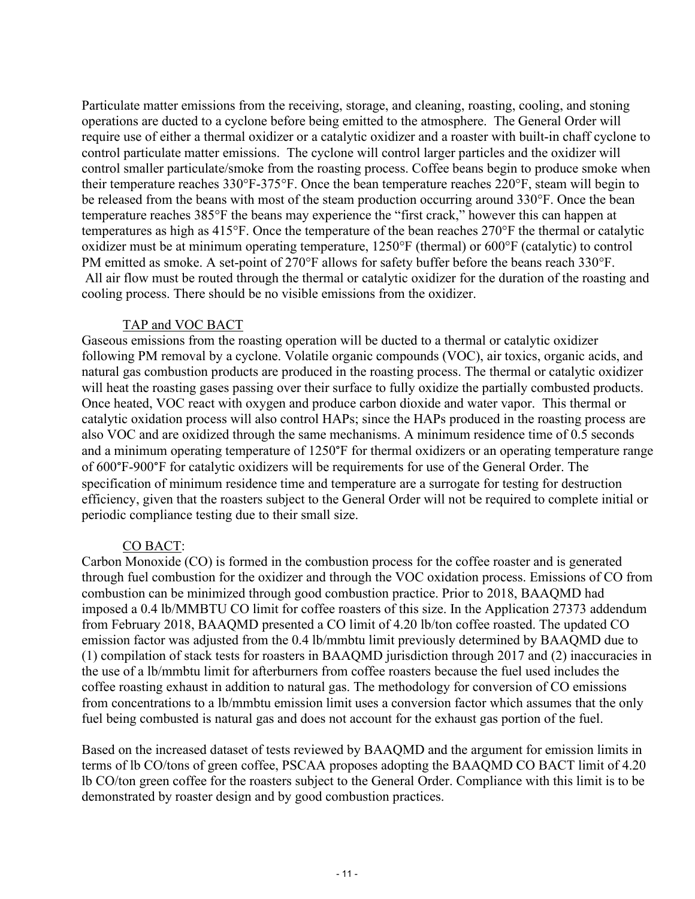Particulate matter emissions from the receiving, storage, and cleaning, roasting, cooling, and stoning operations are ducted to a cyclone before being emitted to the atmosphere. The General Order will require use of either a thermal oxidizer or a catalytic oxidizer and a roaster with built-in chaff cyclone to control particulate matter emissions. The cyclone will control larger particles and the oxidizer will control smaller particulate/smoke from the roasting process. Coffee beans begin to produce smoke when their temperature reaches 330°F-375°F. Once the bean temperature reaches 220°F, steam will begin to be released from the beans with most of the steam production occurring around 330°F. Once the bean temperature reaches 385°F the beans may experience the "first crack," however this can happen at temperatures as high as 415°F. Once the temperature of the bean reaches 270°F the thermal or catalytic oxidizer must be at minimum operating temperature, 1250°F (thermal) or 600°F (catalytic) to control PM emitted as smoke. A set-point of 270°F allows for safety buffer before the beans reach 330°F. All air flow must be routed through the thermal or catalytic oxidizer for the duration of the roasting and cooling process. There should be no visible emissions from the oxidizer.

TAP and VOC BACT

Gaseous emissions from the roasting operation will be ducted to a thermal or catalytic oxidizer following PM removal by a cyclone. Volatile organic compounds (VOC), air toxics, organic acids, and natural gas combustion products are produced in the roasting process. The thermal or catalytic oxidizer will heat the roasting gases passing over their surface to fully oxidize the partially combusted products. Once heated, VOC react with oxygen and produce carbon dioxide and water vapor. This thermal or catalytic oxidation process will also control HAPs; since the HAPs produced in the roasting process are also VOC and are oxidized through the same mechanisms. A minimum residence time of 0.5 seconds and a minimum operating temperature of 1250°F for thermal oxidizers or an operating temperature range of 600°F-900°F for catalytic oxidizers will be requirements for use of the General Order. The specification of minimum residence time and temperature are a surrogate for testing for destruction efficiency, given that the roasters subject to the General Order will not be required to complete initial or periodic compliance testing due to their small size.

CO BACT:

Carbon Monoxide (CO) is formed in the combustion process for the coffee roaster and is generated through fuel combustion for the oxidizer and through the VOC oxidation process. Emissions of CO from combustion can be minimized through good combustion practice. Prior to 2018, BAAQMD had imposed a 0.4 lb/MMBTU CO limit for coffee roasters of this size. In the Application 27373 addendum from February 2018, BAAQMD presented a CO limit of 4.20 lb/ton coffee roasted. The updated CO emission factor was adjusted from the 0.4 lb/mmbtu limit previously determined by BAAQMD due to (1) compilation of stack tests for roasters in BAAQMD jurisdiction through 2017 and (2) inaccuracies in the use of a lb/mmbtu limit for afterburners from coffee roasters because the fuel used includes the coffee roasting exhaust in addition to natural gas. The methodology for conversion of CO emissions from concentrations to a lb/mmbtu emission limit uses a conversion factor which assumes that the only fuel being combusted is natural gas and does not account for the exhaust gas portion of the fuel.

Based on the increased dataset of tests reviewed by BAAQMD and the argument for emission limits in terms of lb CO/tons of green coffee, PSCAA proposes adopting the BAAQMD CO BACT limit of 4.20 lb CO/ton green coffee for the roasters subject to the General Order. Compliance with this limit is to be demonstrated by roaster design and by good combustion practices.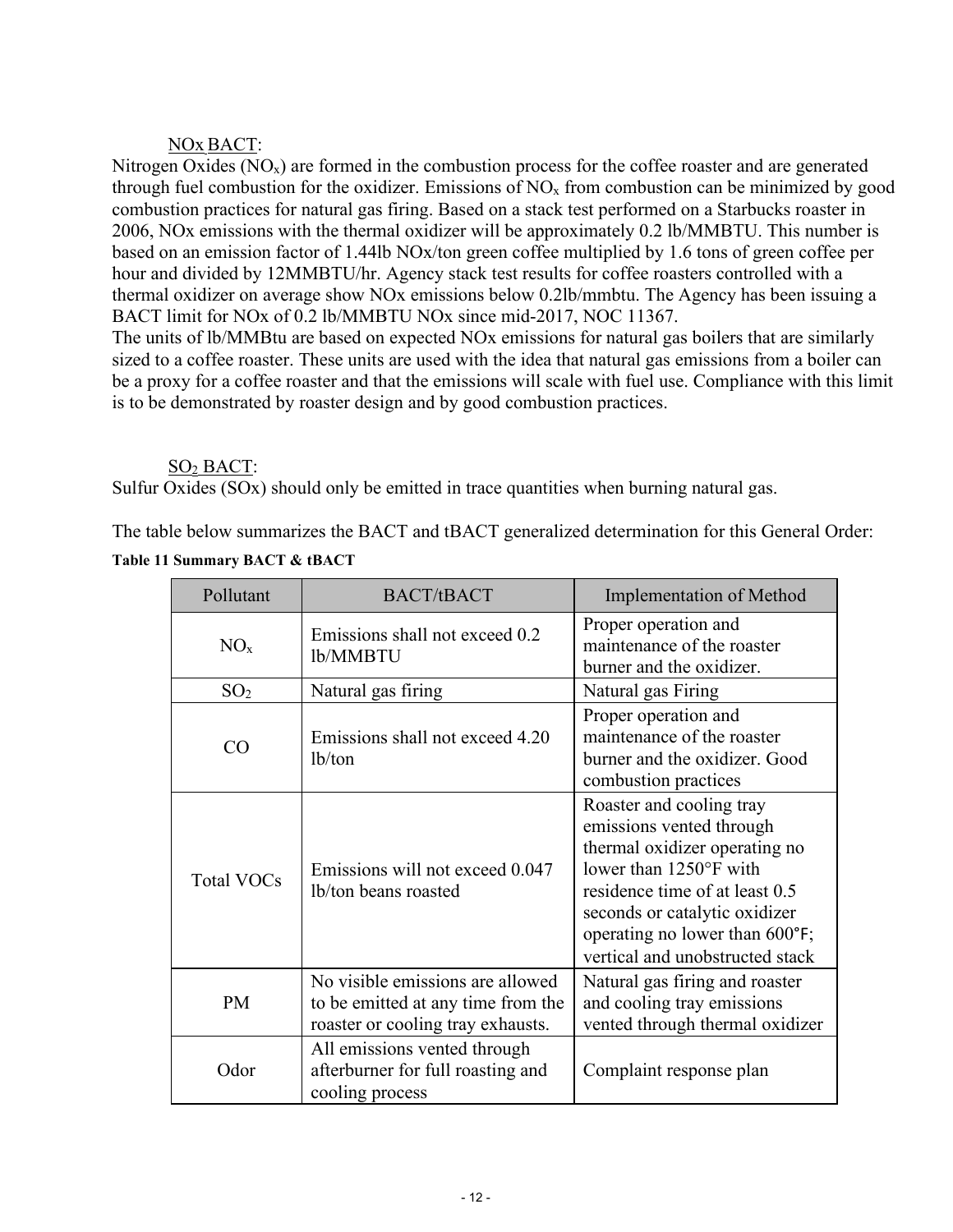<u>NOx BACT</u>:

Nitrogen Oxides ($NO_x$) are formed in the combustion process for the coffee roaster and are generated through fuel combustion for the oxidizer. Emissions of $NO_x$ from combustion can be minimized by good combustion practices for natural gas firing. Based on a stack test performed on a Starbucks roaster in 2006, NOx emissions with the thermal oxidizer will be approximately 0.2 lb/MMBTU. This number is based on an emission factor of 1.44lb NOx/ton green coffee multiplied by 1.6 tons of green coffee per hour and divided by 12MMBTU/hr. Agency stack test results for coffee roasters controlled with a thermal oxidizer on average show NOx emissions below 0.2lb/mmbtu. The Agency has been issuing a BACT limit for NOx of 0.2 lb/MMBTU NOx since mid-2017, NOC 11367.

The units of lb/MMBtu are based on expected NOx emissions for natural gas boilers that are similarly sized to a coffee roaster. These units are used with the idea that natural gas emissions from a boiler can be a proxy for a coffee roaster and that the emissions will scale with fuel use. Compliance with this limit is to be demonstrated by roaster design and by good combustion practices.

<u>$SO_2$ BACT</u>:

Sulfur Oxides (SOx) should only be emitted in trace quantities when burning natural gas.

The table below summarizes the BACT and tBACT generalized determination for this General Order:

**Table 11 Summary BACT & tBACT**

| Pollutant | BACT/tBACT | Implementation of Method |
|---|---|---|
| $NO_x$ | Emissions shall not exceed 0.2 lb/MMBTU | Proper operation and maintenance of the roaster burner and the oxidizer. |
| $SO_2$ | Natural gas firing | Natural gas Firing |
| CO | Emissions shall not exceed 4.20 lb/ton | Proper operation and maintenance of the roaster burner and the oxidizer. Good combustion practices |
| Total VOCs | Emissions will not exceed 0.047 lb/ton beans roasted | Roaster and cooling tray emissions vented through thermal oxidizer operating no lower than 1250°F with residence time of at least 0.5 seconds or catalytic oxidizer operating no lower than 600°F; vertical and unobstructed stack |
| PM | No visible emissions are allowed to be emitted at any time from the roaster or cooling tray exhausts. | Natural gas firing and roaster and cooling tray emissions vented through thermal oxidizer |
| Odor | All emissions vented through afterburner for full roasting and cooling process | Complaint response plan |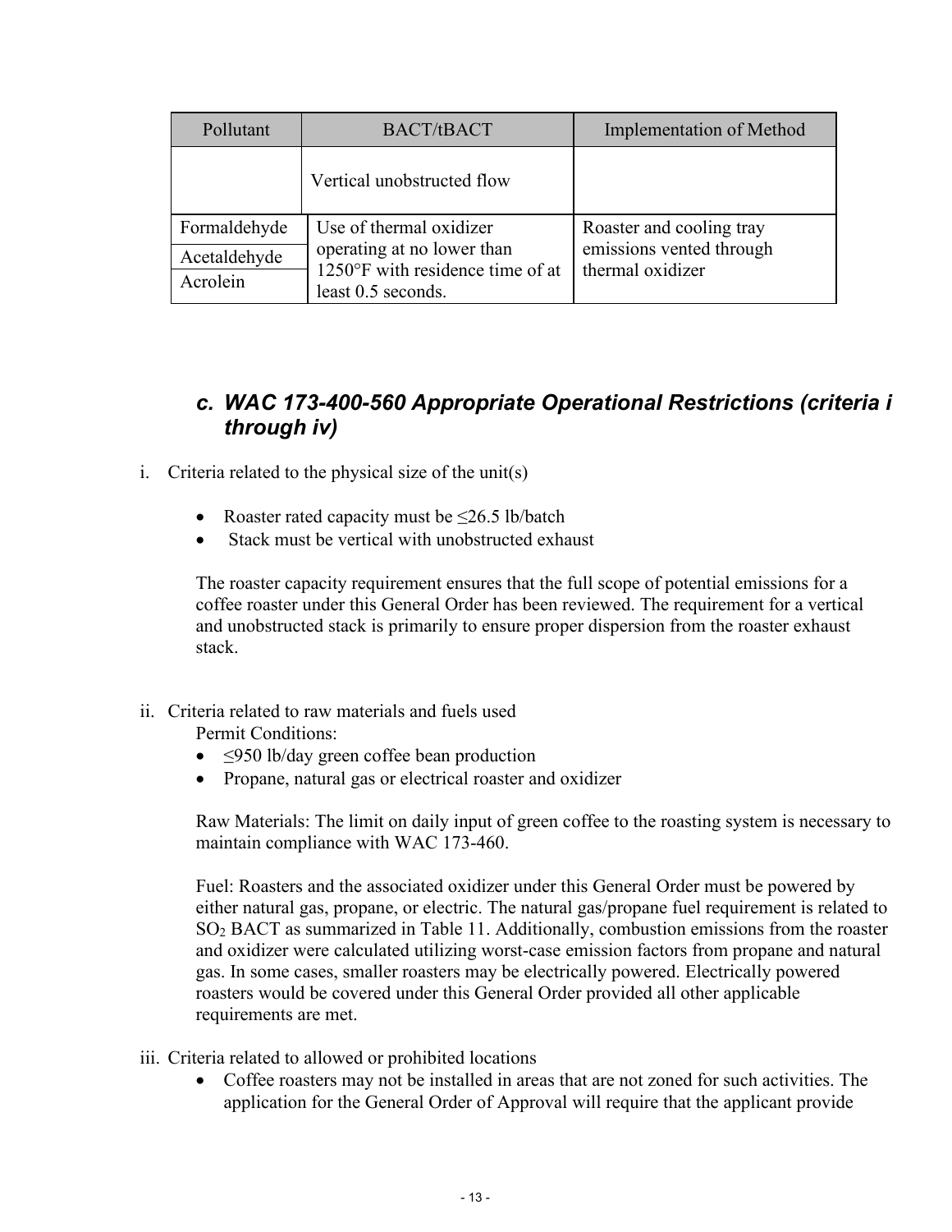| Pollutant | BACT/tBACT | Implementation of Method |
|---|---|---|
| | Vertical unobstructed flow | |
| Formaldehyde | Use of thermal oxidizer operating at no lower than 1250°F with residence time of at least 0.5 seconds. | Roaster and cooling tray emissions vented through thermal oxidizer |
| Acetaldehyde | | |
| Acrolein | | |

### *c. WAC 173-400-560 Appropriate Operational Restrictions (criteria i through iv)*

i. Criteria related to the physical size of the unit(s)

- Roaster rated capacity must be ≤26.5 lb/batch
- Stack must be vertical with unobstructed exhaust

The roaster capacity requirement ensures that the full scope of potential emissions for a coffee roaster under this General Order has been reviewed. The requirement for a vertical and unobstructed stack is primarily to ensure proper dispersion from the roaster exhaust stack.

ii. Criteria related to raw materials and fuels used

Permit Conditions:

- ≤950 lb/day green coffee bean production
- Propane, natural gas or electrical roaster and oxidizer

Raw Materials: The limit on daily input of green coffee to the roasting system is necessary to maintain compliance with WAC 173-460.

Fuel: Roasters and the associated oxidizer under this General Order must be powered by either natural gas, propane, or electric. The natural gas/propane fuel requirement is related to $SO_2$ BACT as summarized in Table 11. Additionally, combustion emissions from the roaster and oxidizer were calculated utilizing worst-case emission factors from propane and natural gas. In some cases, smaller roasters may be electrically powered. Electrically powered roasters would be covered under this General Order provided all other applicable requirements are met.

iii. Criteria related to allowed or prohibited locations

- Coffee roasters may not be installed in areas that are not zoned for such activities. The application for the General Order of Approval will require that the applicant provide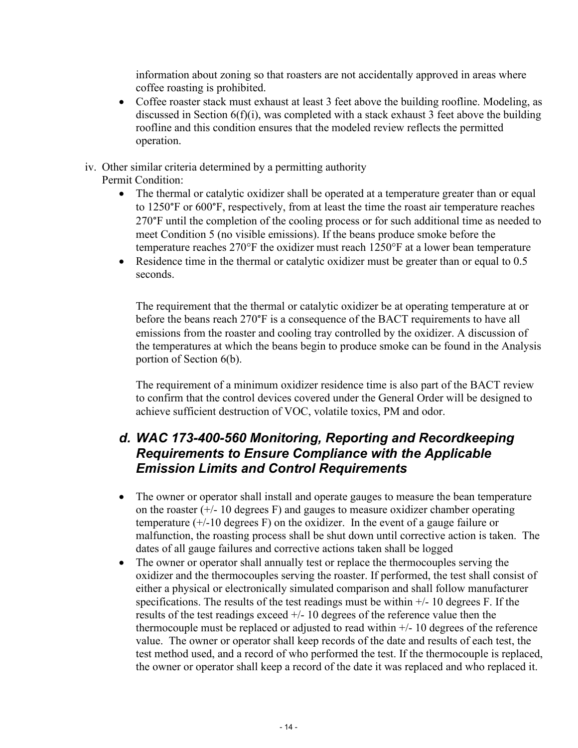information about zoning so that roasters are not accidentally approved in areas where coffee roasting is prohibited.

- Coffee roaster stack must exhaust at least 3 feet above the building roofline. Modeling, as discussed in Section 6(f)(i), was completed with a stack exhaust 3 feet above the building roofline and this condition ensures that the modeled review reflects the permitted operation.

iv. Other similar criteria determined by a permitting authority
Permit Condition:

- The thermal or catalytic oxidizer shall be operated at a temperature greater than or equal to 1250°F or 600°F, respectively, from at least the time the roast air temperature reaches 270°F until the completion of the cooling process or for such additional time as needed to meet Condition 5 (no visible emissions). If the beans produce smoke before the temperature reaches 270°F the oxidizer must reach 1250°F at a lower bean temperature
- Residence time in the thermal or catalytic oxidizer must be greater than or equal to 0.5 seconds.

The requirement that the thermal or catalytic oxidizer be at operating temperature at or before the beans reach 270°F is a consequence of the BACT requirements to have all emissions from the roaster and cooling tray controlled by the oxidizer. A discussion of the temperatures at which the beans begin to produce smoke can be found in the Analysis portion of Section 6(b).

The requirement of a minimum oxidizer residence time is also part of the BACT review to confirm that the control devices covered under the General Order will be designed to achieve sufficient destruction of VOC, volatile toxics, PM and odor.

## *d. WAC 173-400-560 Monitoring, Reporting and Recordkeeping Requirements to Ensure Compliance with the Applicable Emission Limits and Control Requirements*

- The owner or operator shall install and operate gauges to measure the bean temperature on the roaster (+/- 10 degrees F) and gauges to measure oxidizer chamber operating temperature (+/-10 degrees F) on the oxidizer. In the event of a gauge failure or malfunction, the roasting process shall be shut down until corrective action is taken. The dates of all gauge failures and corrective actions taken shall be logged
- The owner or operator shall annually test or replace the thermocouples serving the oxidizer and the thermocouples serving the roaster. If performed, the test shall consist of either a physical or electronically simulated comparison and shall follow manufacturer specifications. The results of the test readings must be within +/- 10 degrees F. If the results of the test readings exceed +/- 10 degrees of the reference value then the thermocouple must be replaced or adjusted to read within +/- 10 degrees of the reference value. The owner or operator shall keep records of the date and results of each test, the test method used, and a record of who performed the test. If the thermocouple is replaced, the owner or operator shall keep a record of the date it was replaced and who replaced it.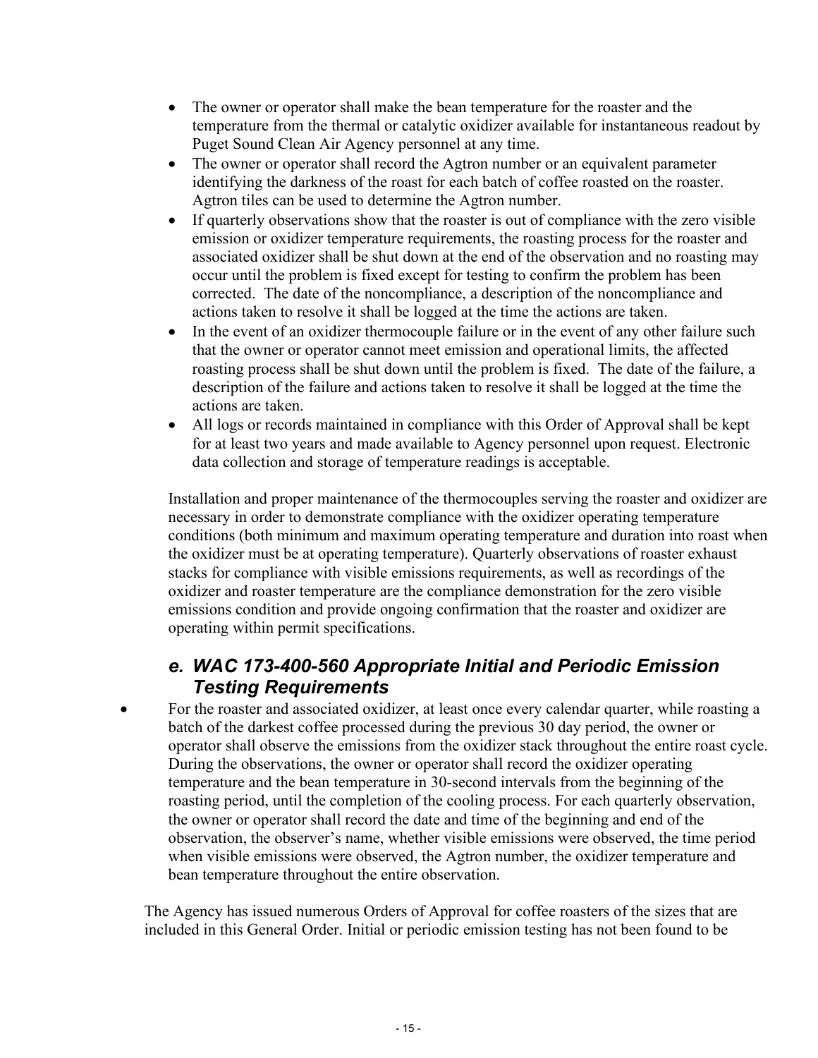- The owner or operator shall make the bean temperature for the roaster and the temperature from the thermal or catalytic oxidizer available for instantaneous readout by Puget Sound Clean Air Agency personnel at any time.
- The owner or operator shall record the Agtron number or an equivalent parameter identifying the darkness of the roast for each batch of coffee roasted on the roaster. Agtron tiles can be used to determine the Agtron number.
- If quarterly observations show that the roaster is out of compliance with the zero visible emission or oxidizer temperature requirements, the roasting process for the roaster and associated oxidizer shall be shut down at the end of the observation and no roasting may occur until the problem is fixed except for testing to confirm the problem has been corrected. The date of the noncompliance, a description of the noncompliance and actions taken to resolve it shall be logged at the time the actions are taken.
- In the event of an oxidizer thermocouple failure or in the event of any other failure such that the owner or operator cannot meet emission and operational limits, the affected roasting process shall be shut down until the problem is fixed. The date of the failure, a description of the failure and actions taken to resolve it shall be logged at the time the actions are taken.
- All logs or records maintained in compliance with this Order of Approval shall be kept for at least two years and made available to Agency personnel upon request. Electronic data collection and storage of temperature readings is acceptable.

Installation and proper maintenance of the thermocouples serving the roaster and oxidizer are necessary in order to demonstrate compliance with the oxidizer operating temperature conditions (both minimum and maximum operating temperature and duration into roast when the oxidizer must be at operating temperature). Quarterly observations of roaster exhaust stacks for compliance with visible emissions requirements, as well as recordings of the oxidizer and roaster temperature are the compliance demonstration for the zero visible emissions condition and provide ongoing confirmation that the roaster and oxidizer are operating within permit specifications.

### *e. WAC 173-400-560 Appropriate Initial and Periodic Emission Testing Requirements*

- For the roaster and associated oxidizer, at least once every calendar quarter, while roasting a batch of the darkest coffee processed during the previous 30 day period, the owner or operator shall observe the emissions from the oxidizer stack throughout the entire roast cycle. During the observations, the owner or operator shall record the oxidizer operating temperature and the bean temperature in 30-second intervals from the beginning of the roasting period, until the completion of the cooling process. For each quarterly observation, the owner or operator shall record the date and time of the beginning and end of the observation, the observer's name, whether visible emissions were observed, the time period when visible emissions were observed, the Agtron number, the oxidizer temperature and bean temperature throughout the entire observation.

The Agency has issued numerous Orders of Approval for coffee roasters of the sizes that are included in this General Order. Initial or periodic emission testing has not been found to be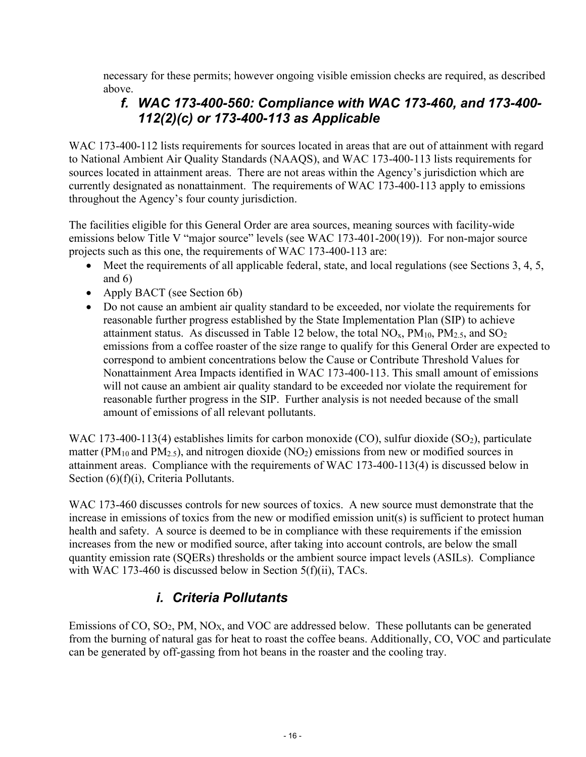necessary for these permits; however ongoing visible emission checks are required, as described above.

### *f. WAC 173-400-560: Compliance with WAC 173-460, and 173-400-112(2)(c) or 173-400-113 as Applicable*

WAC 173-400-112 lists requirements for sources located in areas that are out of attainment with regard to National Ambient Air Quality Standards (NAAQS), and WAC 173-400-113 lists requirements for sources located in attainment areas. There are not areas within the Agency's jurisdiction which are currently designated as nonattainment. The requirements of WAC 173-400-113 apply to emissions throughout the Agency's four county jurisdiction.

The facilities eligible for this General Order are area sources, meaning sources with facility-wide emissions below Title V "major source" levels (see WAC 173-401-200(19)). For non-major source projects such as this one, the requirements of WAC 173-400-113 are:

- Meet the requirements of all applicable federal, state, and local regulations (see Sections 3, 4, 5, and 6)
- Apply BACT (see Section 6b)
- Do not cause an ambient air quality standard to be exceeded, nor violate the requirements for reasonable further progress established by the State Implementation Plan (SIP) to achieve attainment status. As discussed in Table 12 below, the total $NO_x$, $PM_{10}$, $PM_{2.5}$, and $SO_2$ emissions from a coffee roaster of the size range to qualify for this General Order are expected to correspond to ambient concentrations below the Cause or Contribute Threshold Values for Nonattainment Area Impacts identified in WAC 173-400-113. This small amount of emissions will not cause an ambient air quality standard to be exceeded nor violate the requirement for reasonable further progress in the SIP. Further analysis is not needed because of the small amount of emissions of all relevant pollutants.

WAC 173-400-113(4) establishes limits for carbon monoxide (CO), sulfur dioxide ($SO_2$), particulate matter ($PM_{10}$ and $PM_{2.5}$), and nitrogen dioxide ($NO_2$) emissions from new or modified sources in attainment areas. Compliance with the requirements of WAC 173-400-113(4) is discussed below in Section (6)(f)(i), Criteria Pollutants.

WAC 173-460 discusses controls for new sources of toxics. A new source must demonstrate that the increase in emissions of toxics from the new or modified emission unit(s) is sufficient to protect human health and safety. A source is deemed to be in compliance with these requirements if the emission increases from the new or modified source, after taking into account controls, are below the small quantity emission rate (SQERs) thresholds or the ambient source impact levels (ASILs). Compliance with WAC 173-460 is discussed below in Section 5(f)(ii), TACs.

#### *i. Criteria Pollutants*

Emissions of CO, $SO_2$, PM, $NO_X$, and VOC are addressed below. These pollutants can be generated from the burning of natural gas for heat to roast the coffee beans. Additionally, CO, VOC and particulate can be generated by off-gassing from hot beans in the roaster and the cooling tray.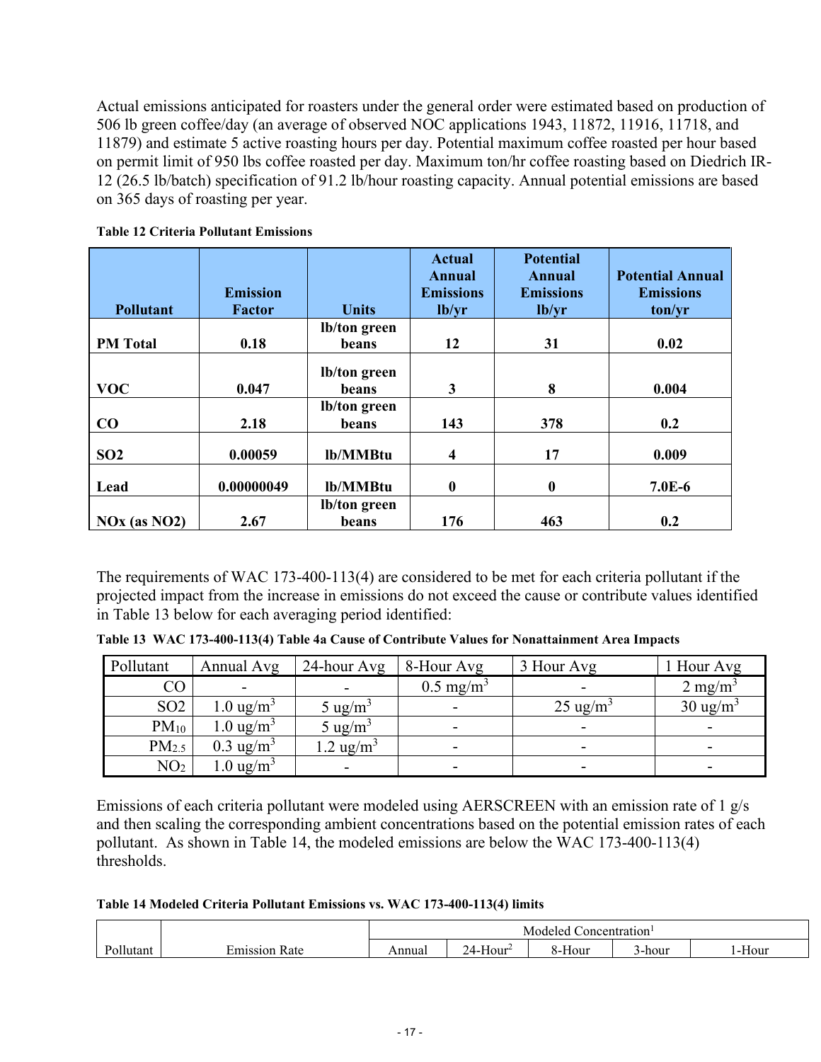Actual emissions anticipated for roasters under the general order were estimated based on production of 506 lb green coffee/day (an average of observed NOC applications 1943, 11872, 11916, 11718, and 11879) and estimate 5 active roasting hours per day. Potential maximum coffee roasted per hour based on permit limit of 950 lbs coffee roasted per day. Maximum ton/hr coffee roasting based on Diedrich IR-12 (26.5 lb/batch) specification of 91.2 lb/hour roasting capacity. Annual potential emissions are based on 365 days of roasting per year.

**Table 12 Criteria Pollutant Emissions**

| Pollutant | Emission Factor | Units | Actual Annual Emissions lb/yr | Potential Annual Emissions lb/yr | Potential Annual Emissions ton/yr |
|---|---|---|---|---|---|
| **PM Total** | **0.18** | **lb/ton green beans** | **12** | **31** | **0.02** |
| **VOC** | **0.047** | **lb/ton green beans** | **3** | **8** | **0.004** |
| **CO** | **2.18** | **lb/ton green beans** | **143** | **378** | **0.2** |
| **SO2** | **0.00059** | **lb/MMBtu** | **4** | **17** | **0.009** |
| **Lead** | **0.00000049** | **lb/MMBtu** | **0** | **0** | **7.0E-6** |
| **NOx (as NO2)** | **2.67** | **lb/ton green beans** | **176** | **463** | **0.2** |

The requirements of WAC 173-400-113(4) are considered to be met for each criteria pollutant if the projected impact from the increase in emissions do not exceed the cause or contribute values identified in Table 13 below for each averaging period identified:

**Table 13 WAC 173-400-113(4) Table 4a Cause of Contribute Values for Nonattainment Area Impacts**

| Pollutant | Annual Avg | 24-hour Avg | 8-Hour Avg | 3 Hour Avg | 1 Hour Avg |
|---|---|---|---|---|---|
| CO | - | - | 0.5 mg/m$^3$ | - | 2 mg/m$^3$ |
| SO2 | 1.0 ug/m$^3$ | 5 ug/m$^3$ | - | 25 ug/m$^3$ | 30 ug/m$^3$ |
| $PM_{10}$ | 1.0 ug/m$^3$ | 5 ug/m$^3$ | - | - | - |
| $PM_{2.5}$ | 0.3 ug/m$^3$ | 1.2 ug/m$^3$ | - | - | - |
| $NO_2$ | 1.0 ug/m$^3$ | - | - | - | - |

Emissions of each criteria pollutant were modeled using AERSCREEN with an emission rate of 1 g/s and then scaling the corresponding ambient concentrations based on the potential emission rates of each pollutant. As shown in Table 14, the modeled emissions are below the WAC 173-400-113(4) thresholds.

**Table 14 Modeled Criteria Pollutant Emissions vs. WAC 173-400-113(4) limits**

| | | Modeled Concentration[1] | | | | |
|---|---|---|---|---|---|---|
| Pollutant | Emission Rate | Annual | 24-Hour[2] | 8-Hour | 3-hour | 1-Hour |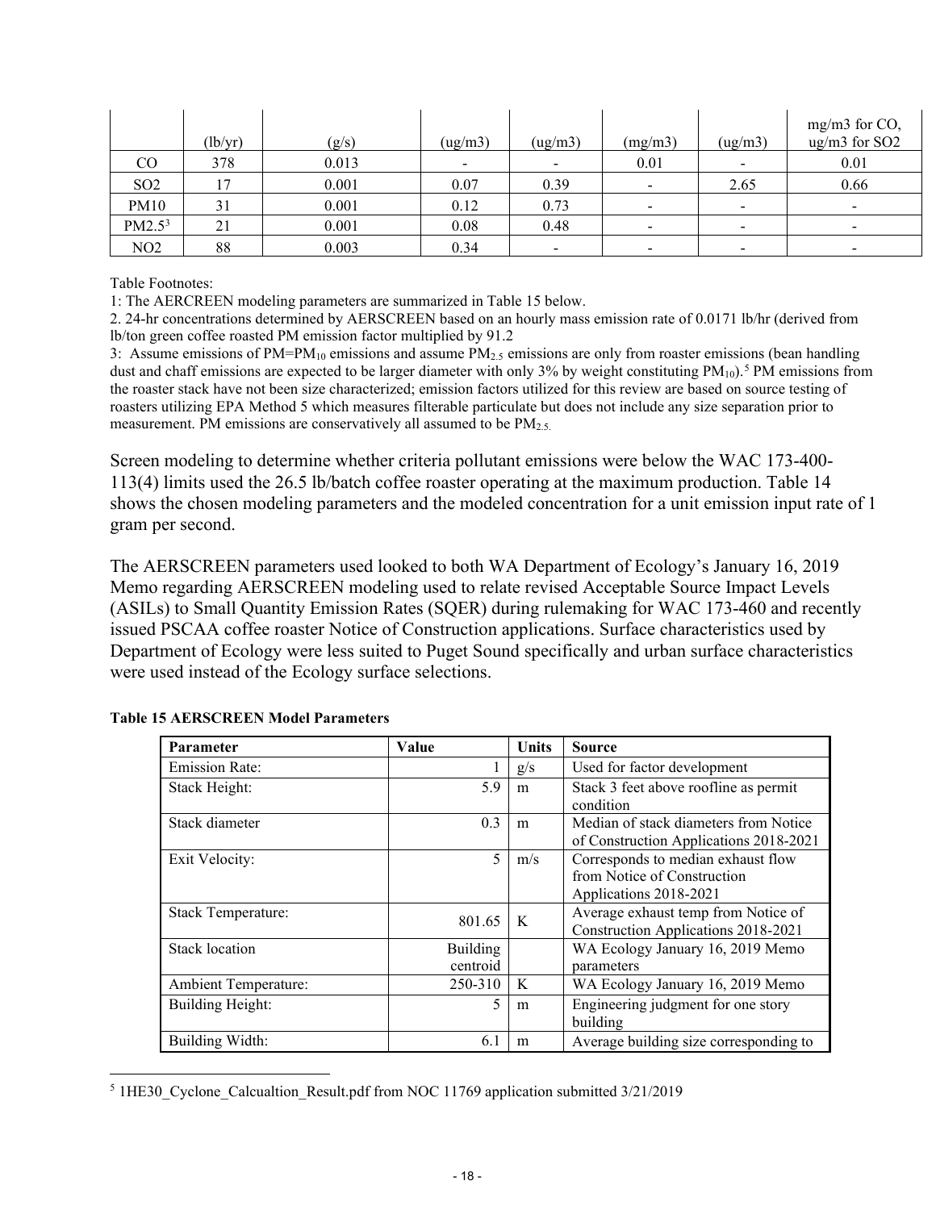| | (lb/yr) | (g/s) | (ug/m3) | (ug/m3) | (mg/m3) | (ug/m3) | mg/m3 for CO, ug/m3 for SO2 |
|---|---|---|---|---|---|---|---|
| CO | 378 | 0.013 | - | - | 0.01 | - | 0.01 |
| SO2 | 17 | 0.001 | 0.07 | 0.39 | - | 2.65 | 0.66 |
| PM10 | 31 | 0.001 | 0.12 | 0.73 | - | - | - |
| PM2.5[3] | 21 | 0.001 | 0.08 | 0.48 | - | - | - |
| NO2 | 88 | 0.003 | 0.34 | - | - | - | - |

Table Footnotes:

1: The AERCREEN modeling parameters are summarized in Table 15 below.

2. 24-hr concentrations determined by AERSCREEN based on an hourly mass emission rate of 0.0171 lb/hr (derived from lb/ton green coffee roasted PM emission factor multiplied by 91.2

3: Assume emissions of $PM=PM_{10}$ emissions and assume $PM_{2.5}$ emissions are only from roaster emissions (bean handling dust and chaff emissions are expected to be larger diameter with only 3% by weight constituting $PM_{10}$).[5] PM emissions from the roaster stack have not been size characterized; emission factors utilized for this review are based on source testing of roasters utilizing EPA Method 5 which measures filterable particulate but does not include any size separation prior to measurement. PM emissions are conservatively all assumed to be $PM_{2.5}$.

Screen modeling to determine whether criteria pollutant emissions were below the WAC 173-400-113(4) limits used the 26.5 lb/batch coffee roaster operating at the maximum production. Table 14 shows the chosen modeling parameters and the modeled concentration for a unit emission input rate of 1 gram per second.

The AERSCREEN parameters used looked to both WA Department of Ecology's January 16, 2019 Memo regarding AERSCREEN modeling used to relate revised Acceptable Source Impact Levels (ASILs) to Small Quantity Emission Rates (SQER) during rulemaking for WAC 173-460 and recently issued PSCAA coffee roaster Notice of Construction applications. Surface characteristics used by Department of Ecology were less suited to Puget Sound specifically and urban surface characteristics were used instead of the Ecology surface selections.

**Table 15 AERSCREEN Model Parameters**

| Parameter | Value | Units | Source |
|---|---|---|---|
| Emission Rate: | 1 | g/s | Used for factor development |
| Stack Height: | 5.9 | m | Stack 3 feet above roofline as permit condition |
| Stack diameter | 0.3 | m | Median of stack diameters from Notice of Construction Applications 2018-2021 |
| Exit Velocity: | 5 | m/s | Corresponds to median exhaust flow from Notice of Construction Applications 2018-2021 |
| Stack Temperature: | 801.65 | K | Average exhaust temp from Notice of Construction Applications 2018-2021 |
| Stack location | Building centroid | | WA Ecology January 16, 2019 Memo parameters |
| Ambient Temperature: | 250-310 | K | WA Ecology January 16, 2019 Memo |
| Building Height: | 5 | m | Engineering judgment for one story building |
| Building Width: | 6.1 | m | Average building size corresponding to |

[5] 1HE30_Cyclone_Calcualtion_Result.pdf from NOC 11769 application submitted 3/21/2019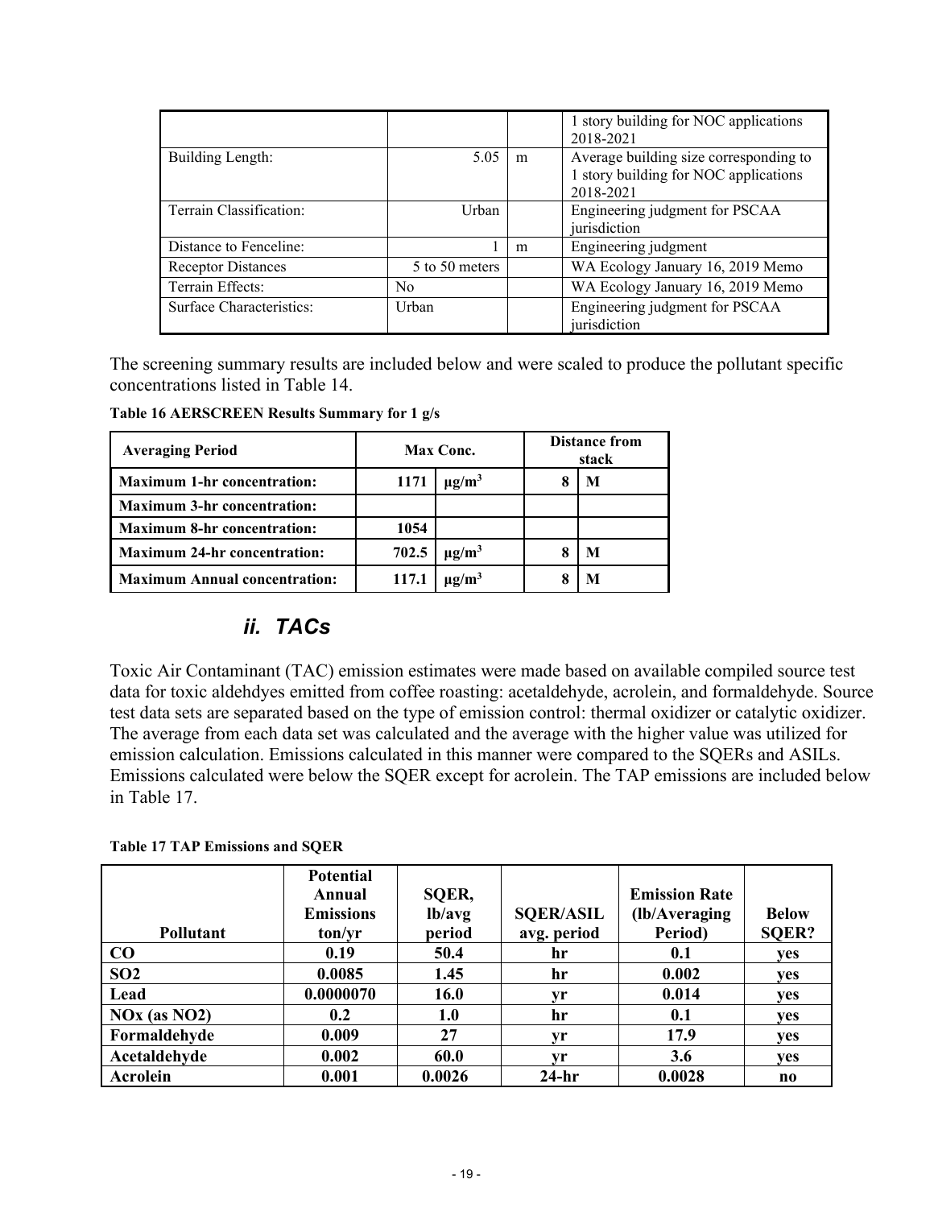| | | | |
|---|---|---|---|
| | | | 1 story building for NOC applications 2018-2021 |
| Building Length: | 5.05 | m | Average building size corresponding to 1 story building for NOC applications 2018-2021 |
| Terrain Classification: | Urban | | Engineering judgment for PSCAA jurisdiction |
| Distance to Fenceline: | 1 | m | Engineering judgment |
| Receptor Distances | 5 to 50 meters | | WA Ecology January 16, 2019 Memo |
| Terrain Effects: | No | | WA Ecology January 16, 2019 Memo |
| Surface Characteristics: | Urban | | Engineering judgment for PSCAA jurisdiction |

The screening summary results are included below and were scaled to produce the pollutant specific concentrations listed in Table 14.

**Table 16 AERSCREEN Results Summary for 1 g/s**

| Averaging Period | Max Conc. | | Distance from stack | |
|---|---|---|---|---|
| **Maximum 1-hr concentration:** | **1171** | **$\mu g/m^3$** | **8** | **M** |
| **Maximum 3-hr concentration:** | | | | |
| **Maximum 8-hr concentration:** | **1054** | | | |
| **Maximum 24-hr concentration:** | **702.5** | **$\mu g/m^3$** | **8** | **M** |
| **Maximum Annual concentration:** | **117.1** | **$\mu g/m^3$** | **8** | **M** |

### *ii. TACs*

Toxic Air Contaminant (TAC) emission estimates were made based on available compiled source test data for toxic aldehdyes emitted from coffee roasting: acetaldehyde, acrolein, and formaldehyde. Source test data sets are separated based on the type of emission control: thermal oxidizer or catalytic oxidizer. The average from each data set was calculated and the average with the higher value was utilized for emission calculation. Emissions calculated in this manner were compared to the SQERs and ASILs. Emissions calculated were below the SQER except for acrolein. The TAP emissions are included below in Table 17.

**Table 17 TAP Emissions and SQER**

| Pollutant | Potential Annual Emissions ton/yr | SQER, lb/avg period | SQER/ASIL avg. period | Emission Rate (lb/Averaging Period) | Below SQER? |
|---|---|---|---|---|---|
| **CO** | **0.19** | **50.4** | **hr** | **0.1** | **yes** |
| **SO2** | **0.0085** | **1.45** | **hr** | **0.002** | **yes** |
| **Lead** | **0.0000070** | **16.0** | **yr** | **0.014** | **yes** |
| **NOx (as NO2)** | **0.2** | **1.0** | **hr** | **0.1** | **yes** |
| **Formaldehyde** | **0.009** | **27** | **yr** | **17.9** | **yes** |
| **Acetaldehyde** | **0.002** | **60.0** | **yr** | **3.6** | **yes** |
| **Acrolein** | **0.001** | **0.0026** | **24-hr** | **0.0028** | **no** |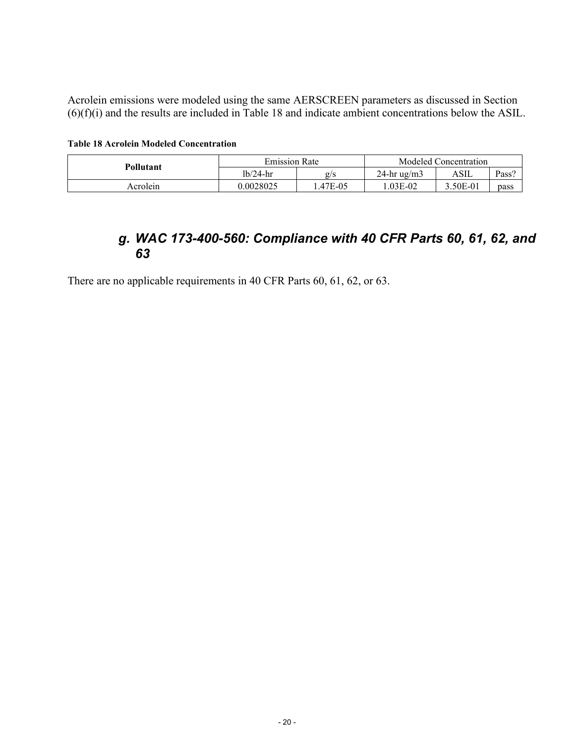Acrolein emissions were modeled using the same AERSCREEN parameters as discussed in Section (6)(f)(i) and the results are included in Table 18 and indicate ambient concentrations below the ASIL.

**Table 18 Acrolein Modeled Concentration**

| Pollutant | Emission Rate | | Modeled Concentration | | |
|---|---|---|---|---|---|
| | lb/24-hr | g/s | 24-hr ug/m3 | ASIL | Pass? |
| Acrolein | 0.0028025 | 1.47E-05 | 1.03E-02 | 3.50E-01 | pass |

### *g. WAC 173-400-560: Compliance with 40 CFR Parts 60, 61, 62, and 63*

There are no applicable requirements in 40 CFR Parts 60, 61, 62, or 63.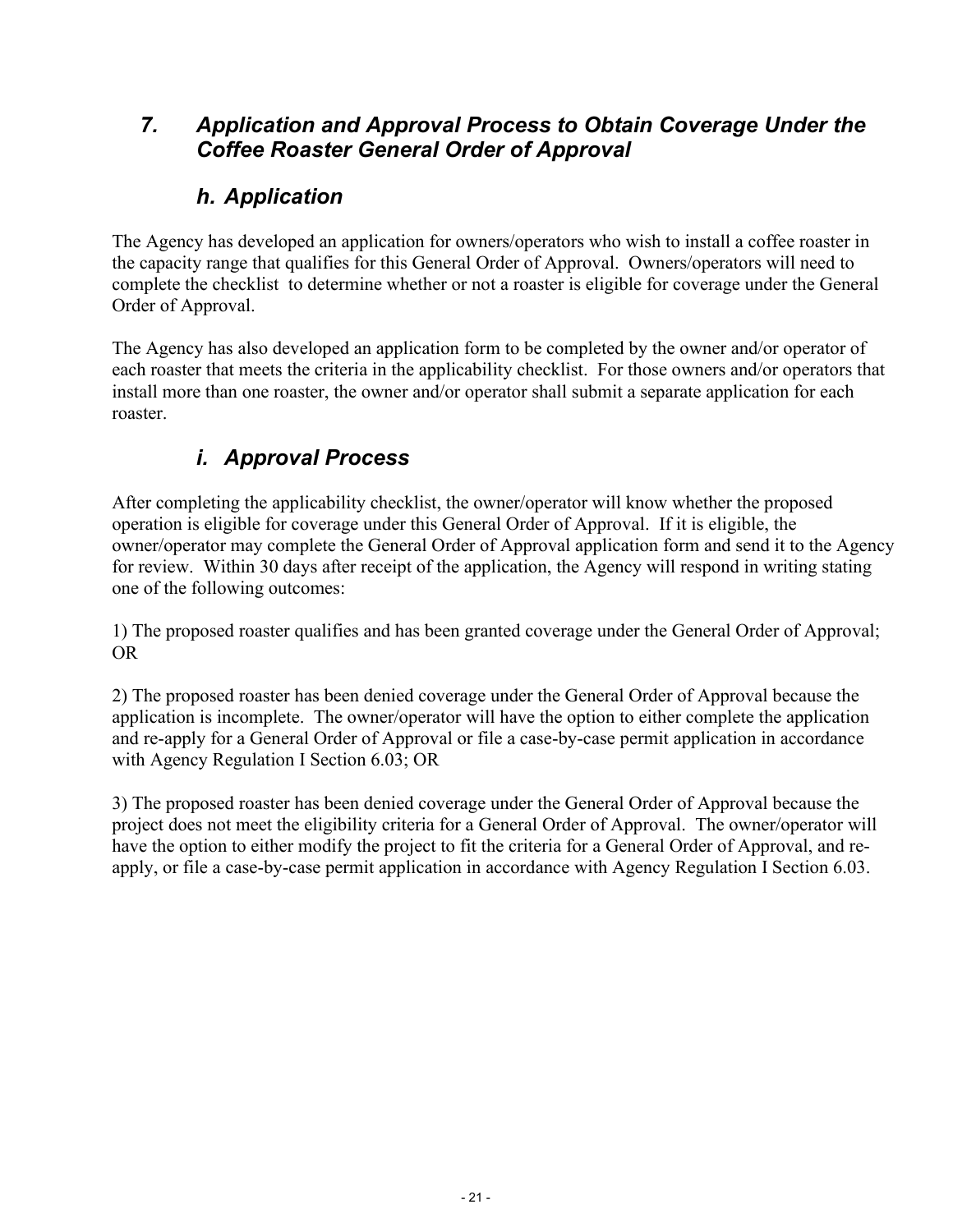## *7. Application and Approval Process to Obtain Coverage Under the Coffee Roaster General Order of Approval*

### *h. Application*

The Agency has developed an application for owners/operators who wish to install a coffee roaster in the capacity range that qualifies for this General Order of Approval. Owners/operators will need to complete the checklist to determine whether or not a roaster is eligible for coverage under the General Order of Approval.

The Agency has also developed an application form to be completed by the owner and/or operator of each roaster that meets the criteria in the applicability checklist. For those owners and/or operators that install more than one roaster, the owner and/or operator shall submit a separate application for each roaster.

### *i. Approval Process*

After completing the applicability checklist, the owner/operator will know whether the proposed operation is eligible for coverage under this General Order of Approval. If it is eligible, the owner/operator may complete the General Order of Approval application form and send it to the Agency for review. Within 30 days after receipt of the application, the Agency will respond in writing stating one of the following outcomes:

1) The proposed roaster qualifies and has been granted coverage under the General Order of Approval; OR

2) The proposed roaster has been denied coverage under the General Order of Approval because the application is incomplete. The owner/operator will have the option to either complete the application and re-apply for a General Order of Approval or file a case-by-case permit application in accordance with Agency Regulation I Section 6.03; OR

3) The proposed roaster has been denied coverage under the General Order of Approval because the project does not meet the eligibility criteria for a General Order of Approval. The owner/operator will have the option to either modify the project to fit the criteria for a General Order of Approval, and re-apply, or file a case-by-case permit application in accordance with Agency Regulation I Section 6.03.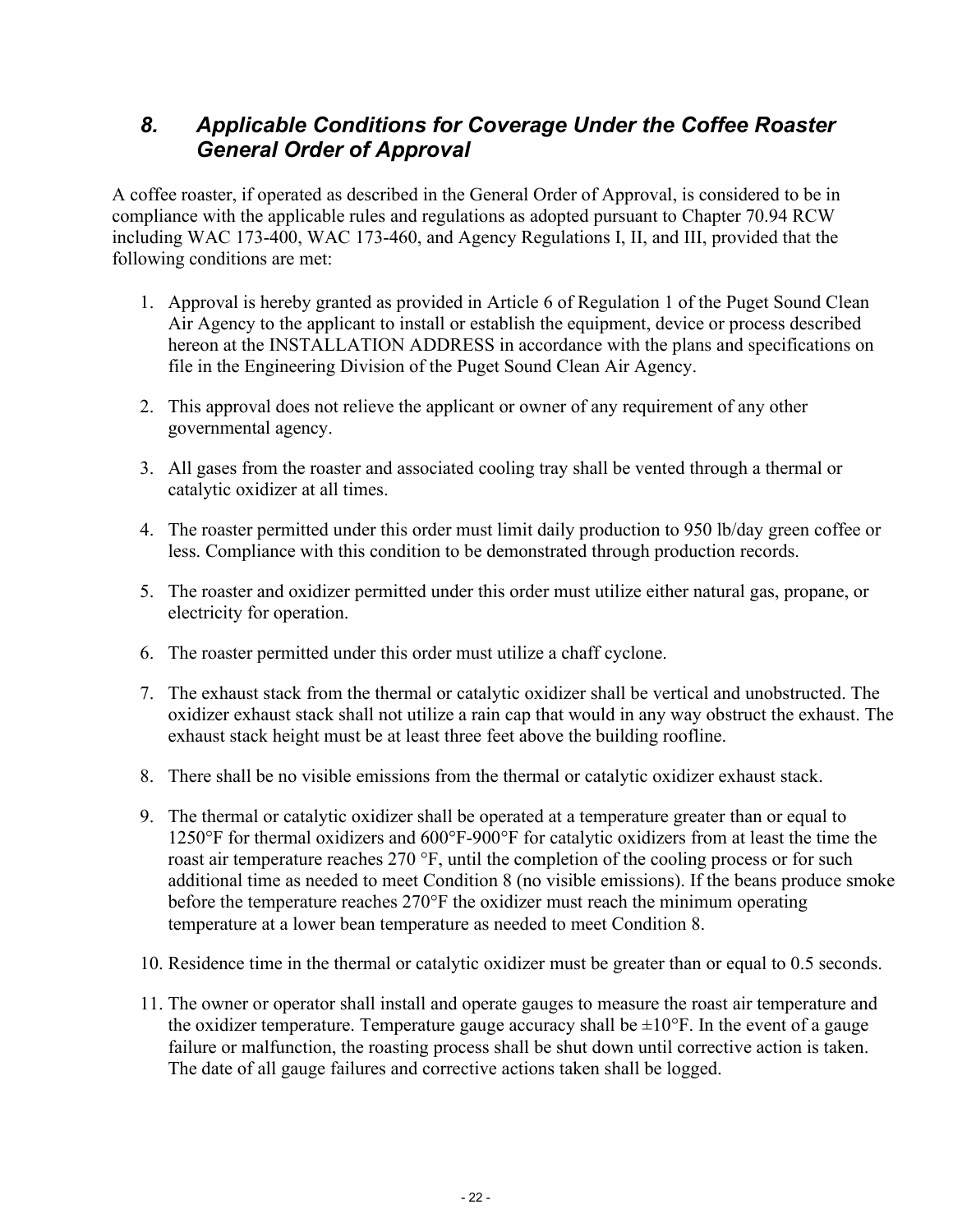## 8. *Applicable Conditions for Coverage Under the Coffee Roaster General Order of Approval*

A coffee roaster, if operated as described in the General Order of Approval, is considered to be in compliance with the applicable rules and regulations as adopted pursuant to Chapter 70.94 RCW including WAC 173-400, WAC 173-460, and Agency Regulations I, II, and III, provided that the following conditions are met:

1. Approval is hereby granted as provided in Article 6 of Regulation 1 of the Puget Sound Clean Air Agency to the applicant to install or establish the equipment, device or process described hereon at the INSTALLATION ADDRESS in accordance with the plans and specifications on file in the Engineering Division of the Puget Sound Clean Air Agency.
2. This approval does not relieve the applicant or owner of any requirement of any other governmental agency.
3. All gases from the roaster and associated cooling tray shall be vented through a thermal or catalytic oxidizer at all times.
4. The roaster permitted under this order must limit daily production to 950 lb/day green coffee or less. Compliance with this condition to be demonstrated through production records.
5. The roaster and oxidizer permitted under this order must utilize either natural gas, propane, or electricity for operation.
6. The roaster permitted under this order must utilize a chaff cyclone.
7. The exhaust stack from the thermal or catalytic oxidizer shall be vertical and unobstructed. The oxidizer exhaust stack shall not utilize a rain cap that would in any way obstruct the exhaust. The exhaust stack height must be at least three feet above the building roofline.
8. There shall be no visible emissions from the thermal or catalytic oxidizer exhaust stack.
9. The thermal or catalytic oxidizer shall be operated at a temperature greater than or equal to 1250°F for thermal oxidizers and 600°F-900°F for catalytic oxidizers from at least the time the roast air temperature reaches 270 °F, until the completion of the cooling process or for such additional time as needed to meet Condition 8 (no visible emissions). If the beans produce smoke before the temperature reaches 270°F the oxidizer must reach the minimum operating temperature at a lower bean temperature as needed to meet Condition 8.
10. Residence time in the thermal or catalytic oxidizer must be greater than or equal to 0.5 seconds.
11. The owner or operator shall install and operate gauges to measure the roast air temperature and the oxidizer temperature. Temperature gauge accuracy shall be ±10°F. In the event of a gauge failure or malfunction, the roasting process shall be shut down until corrective action is taken. The date of all gauge failures and corrective actions taken shall be logged.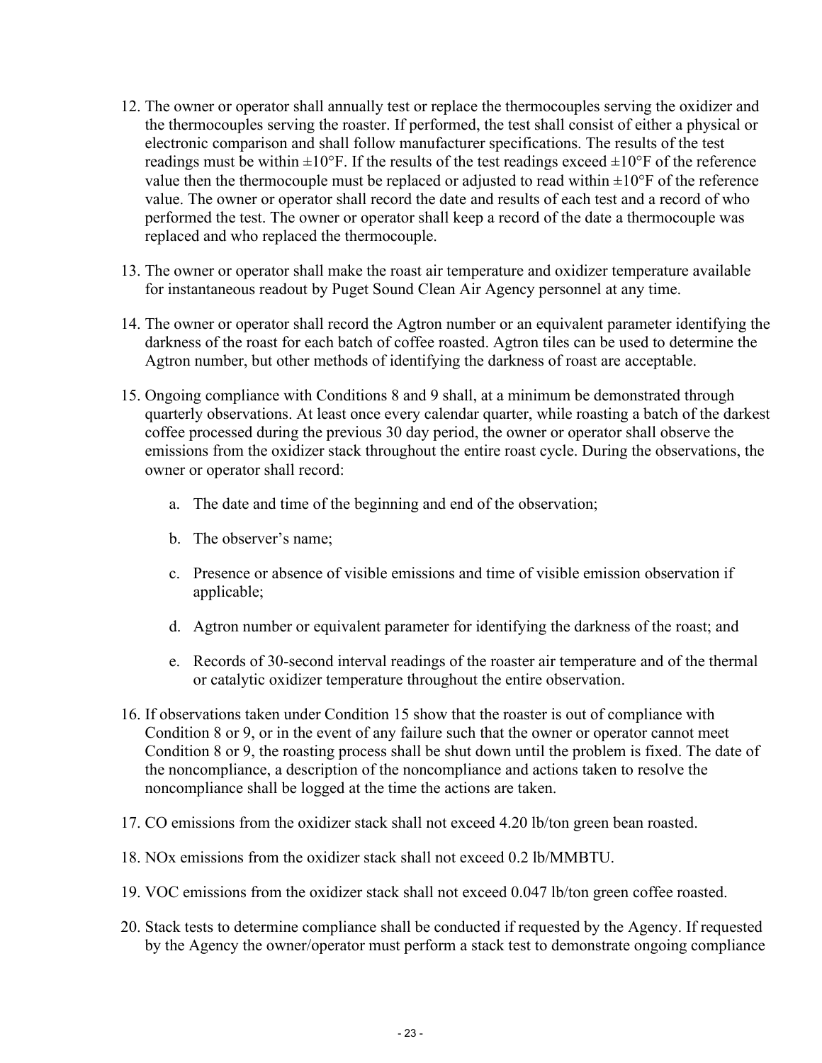12. The owner or operator shall annually test or replace the thermocouples serving the oxidizer and the thermocouples serving the roaster. If performed, the test shall consist of either a physical or electronic comparison and shall follow manufacturer specifications. The results of the test readings must be within ±10°F. If the results of the test readings exceed ±10°F of the reference value then the thermocouple must be replaced or adjusted to read within ±10°F of the reference value. The owner or operator shall record the date and results of each test and a record of who performed the test. The owner or operator shall keep a record of the date a thermocouple was replaced and who replaced the thermocouple.

13. The owner or operator shall make the roast air temperature and oxidizer temperature available for instantaneous readout by Puget Sound Clean Air Agency personnel at any time.

14. The owner or operator shall record the Agtron number or an equivalent parameter identifying the darkness of the roast for each batch of coffee roasted. Agtron tiles can be used to determine the Agtron number, but other methods of identifying the darkness of roast are acceptable.

15. Ongoing compliance with Conditions 8 and 9 shall, at a minimum be demonstrated through quarterly observations. At least once every calendar quarter, while roasting a batch of the darkest coffee processed during the previous 30 day period, the owner or operator shall observe the emissions from the oxidizer stack throughout the entire roast cycle. During the observations, the owner or operator shall record:

    a. The date and time of the beginning and end of the observation;

    b. The observer's name;

    c. Presence or absence of visible emissions and time of visible emission observation if applicable;

    d. Agtron number or equivalent parameter for identifying the darkness of the roast; and

    e. Records of 30-second interval readings of the roaster air temperature and of the thermal or catalytic oxidizer temperature throughout the entire observation.

16. If observations taken under Condition 15 show that the roaster is out of compliance with Condition 8 or 9, or in the event of any failure such that the owner or operator cannot meet Condition 8 or 9, the roasting process shall be shut down until the problem is fixed. The date of the noncompliance, a description of the noncompliance and actions taken to resolve the noncompliance shall be logged at the time the actions are taken.

17. CO emissions from the oxidizer stack shall not exceed 4.20 lb/ton green bean roasted.

18. NOx emissions from the oxidizer stack shall not exceed 0.2 lb/MMBTU.

19. VOC emissions from the oxidizer stack shall not exceed 0.047 lb/ton green coffee roasted.

20. Stack tests to determine compliance shall be conducted if requested by the Agency. If requested by the Agency the owner/operator must perform a stack test to demonstrate ongoing compliance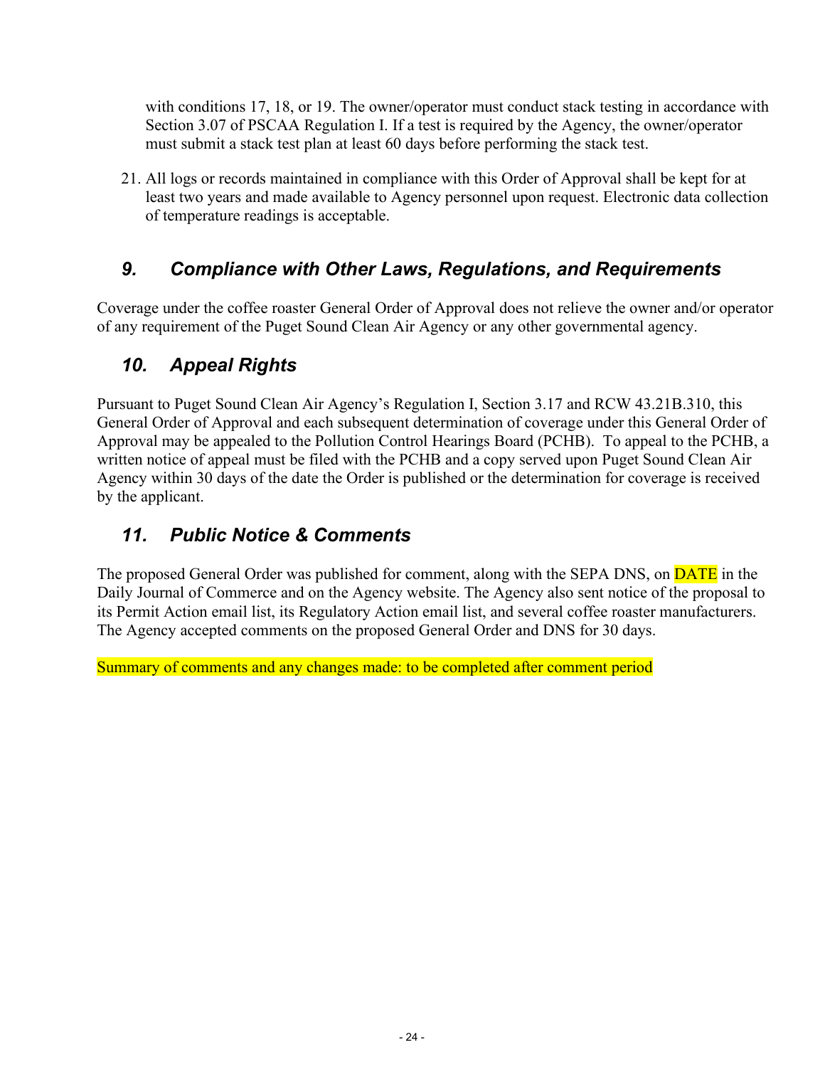with conditions 17, 18, or 19. The owner/operator must conduct stack testing in accordance with Section 3.07 of PSCAA Regulation I. If a test is required by the Agency, the owner/operator must submit a stack test plan at least 60 days before performing the stack test.

21. All logs or records maintained in compliance with this Order of Approval shall be kept for at least two years and made available to Agency personnel upon request. Electronic data collection of temperature readings is acceptable.

## *9. Compliance with Other Laws, Regulations, and Requirements*

Coverage under the coffee roaster General Order of Approval does not relieve the owner and/or operator of any requirement of the Puget Sound Clean Air Agency or any other governmental agency.

## *10. Appeal Rights*

Pursuant to Puget Sound Clean Air Agency's Regulation I, Section 3.17 and RCW 43.21B.310, this General Order of Approval and each subsequent determination of coverage under this General Order of Approval may be appealed to the Pollution Control Hearings Board (PCHB). To appeal to the PCHB, a written notice of appeal must be filed with the PCHB and a copy served upon Puget Sound Clean Air Agency within 30 days of the date the Order is published or the determination for coverage is received by the applicant.

## *11. Public Notice & Comments*

The proposed General Order was published for comment, along with the SEPA DNS, on DATE in the Daily Journal of Commerce and on the Agency website. The Agency also sent notice of the proposal to its Permit Action email list, its Regulatory Action email list, and several coffee roaster manufacturers. The Agency accepted comments on the proposed General Order and DNS for 30 days.

Summary of comments and any changes made: to be completed after comment period